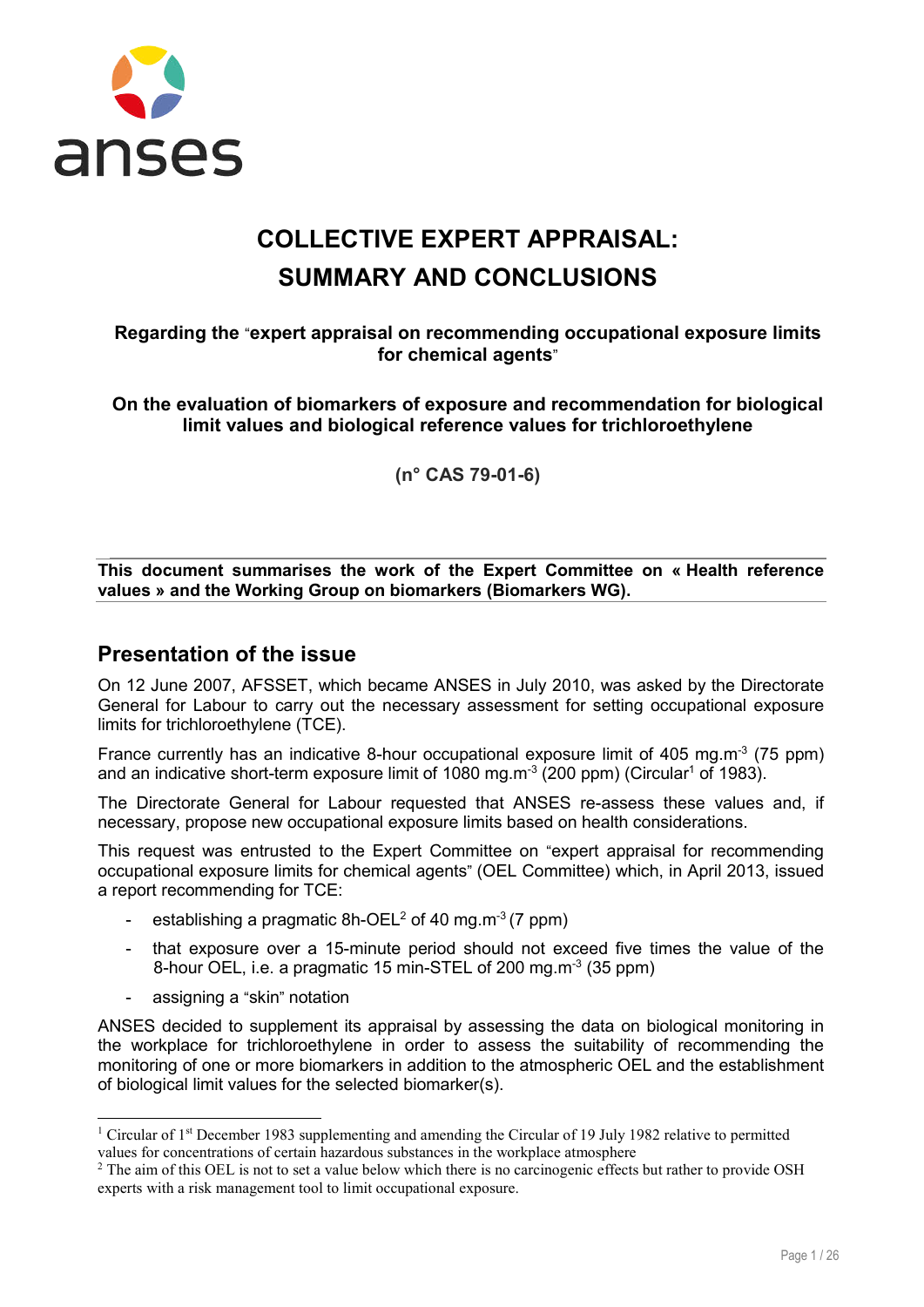# COLLECTIVE EXPERT APPRAISAL: SUMMARY AND CONCLUSIONS

**Regarding the "expert appraisal on recommending occupational exposure limits for chemical agents"**

**On the evaluation of biomarkers of exposure and recommendation for biological limit values and biological reference values for trichloroethylene**

**(n° CAS 79-01-6)**

**This document summarises the work of the Expert Committee on « Health reference values » and the Working Group on biomarkers (Biomarkers WG).**

## Presentation of the issue

On 12 June 2007, AFSSET, which became ANSES in July 2010, was asked by the Directorate General for Labour to carry out the necessary assessment for setting occupational exposure limits for trichloroethylene (TCE).

France currently has an indicative 8-hour occupational exposure limit of 405 $mg.m^{-3}$ (75 ppm) and an indicative short-term exposure limit of 1080 $mg.m^{-3}$ (200 ppm) (Circular[1] of 1983).

The Directorate General for Labour requested that ANSES re-assess these values and, if necessary, propose new occupational exposure limits based on health considerations.

This request was entrusted to the Expert Committee on "expert appraisal for recommending occupational exposure limits for chemical agents" (OEL Committee) which, in April 2013, issued a report recommending for TCE:

- establishing a pragmatic 8h-OEL[2] of 40 $mg.m^{-3}$ (7 ppm)
- that exposure over a 15-minute period should not exceed five times the value of the 8-hour OEL, i.e. a pragmatic 15 min-STEL of 200 $mg.m^{-3}$ (35 ppm)
- assigning a "skin" notation

ANSES decided to supplement its appraisal by assessing the data on biological monitoring in the workplace for trichloroethylene in order to assess the suitability of recommending the monitoring of one or more biomarkers in addition to the atmospheric OEL and the establishment of biological limit values for the selected biomarker(s).

---

[1] Circular of 1st December 1983 supplementing and amending the Circular of 19 July 1982 relative to permitted values for concentrations of certain hazardous substances in the workplace atmosphere

[2] The aim of this OEL is not to set a value below which there is no carcinogenic effects but rather to provide OSH experts with a risk management tool to limit occupational exposure.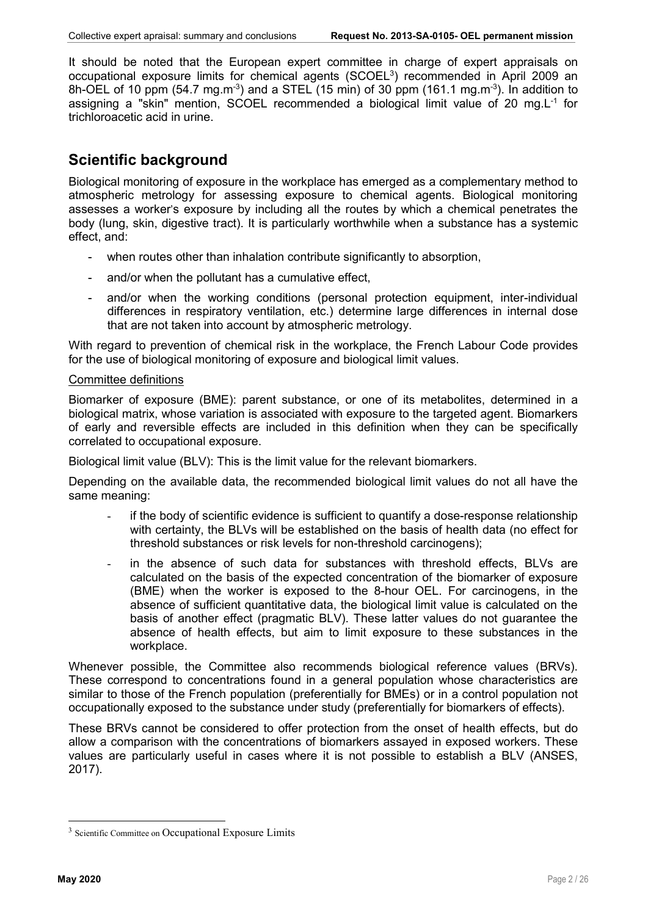It should be noted that the European expert committee in charge of expert appraisals on occupational exposure limits for chemical agents (SCOEL[3]) recommended in April 2009 an 8h-OEL of 10 ppm (54.7 mg.m$^{-3}$) and a STEL (15 min) of 30 ppm (161.1 mg.m$^{-3}$). In addition to assigning a "skin" mention, SCOEL recommended a biological limit value of 20 mg.L$^{-1}$ for trichloroacetic acid in urine.

## Scientific background

Biological monitoring of exposure in the workplace has emerged as a complementary method to atmospheric metrology for assessing exposure to chemical agents. Biological monitoring assesses a worker's exposure by including all the routes by which a chemical penetrates the body (lung, skin, digestive tract). It is particularly worthwhile when a substance has a systemic effect, and:

- when routes other than inhalation contribute significantly to absorption,
- and/or when the pollutant has a cumulative effect,
- and/or when the working conditions (personal protection equipment, inter-individual differences in respiratory ventilation, etc.) determine large differences in internal dose that are not taken into account by atmospheric metrology.

With regard to prevention of chemical risk in the workplace, the French Labour Code provides for the use of biological monitoring of exposure and biological limit values.

Committee definitions

Biomarker of exposure (BME): parent substance, or one of its metabolites, determined in a biological matrix, whose variation is associated with exposure to the targeted agent. Biomarkers of early and reversible effects are included in this definition when they can be specifically correlated to occupational exposure.

Biological limit value (BLV): This is the limit value for the relevant biomarkers.

Depending on the available data, the recommended biological limit values do not all have the same meaning:

- if the body of scientific evidence is sufficient to quantify a dose-response relationship with certainty, the BLVs will be established on the basis of health data (no effect for threshold substances or risk levels for non-threshold carcinogens);
- in the absence of such data for substances with threshold effects, BLVs are calculated on the basis of the expected concentration of the biomarker of exposure (BME) when the worker is exposed to the 8-hour OEL. For carcinogens, in the absence of sufficient quantitative data, the biological limit value is calculated on the basis of another effect (pragmatic BLV). These latter values do not guarantee the absence of health effects, but aim to limit exposure to these substances in the workplace.

Whenever possible, the Committee also recommends biological reference values (BRVs). These correspond to concentrations found in a general population whose characteristics are similar to those of the French population (preferentially for BMEs) or in a control population not occupationally exposed to the substance under study (preferentially for biomarkers of effects).

These BRVs cannot be considered to offer protection from the onset of health effects, but do allow a comparison with the concentrations of biomarkers assayed in exposed workers. These values are particularly useful in cases where it is not possible to establish a BLV (ANSES, 2017).

[3] Scientific Committee on Occupational Exposure Limits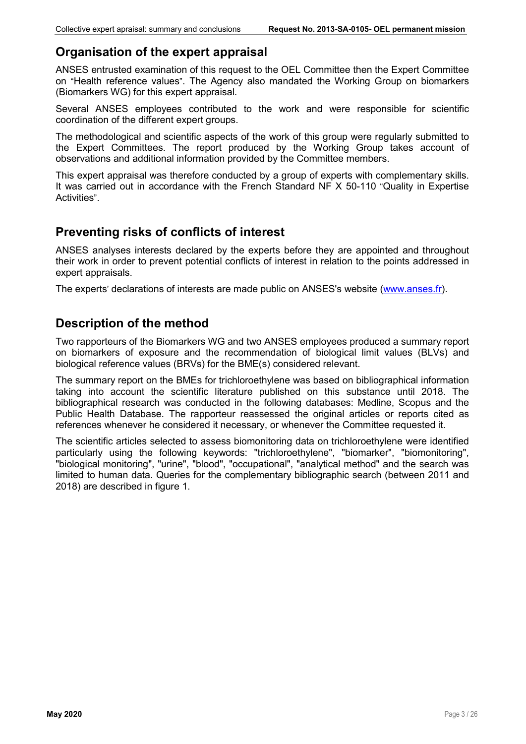## Organisation of the expert appraisal

ANSES entrusted examination of this request to the OEL Committee then the Expert Committee on "Health reference values". The Agency also mandated the Working Group on biomarkers (Biomarkers WG) for this expert appraisal.

Several ANSES employees contributed to the work and were responsible for scientific coordination of the different expert groups.

The methodological and scientific aspects of the work of this group were regularly submitted to the Expert Committees. The report produced by the Working Group takes account of observations and additional information provided by the Committee members.

This expert appraisal was therefore conducted by a group of experts with complementary skills. It was carried out in accordance with the French Standard NF X 50-110 "Quality in Expertise Activities".

## Preventing risks of conflicts of interest

ANSES analyses interests declared by the experts before they are appointed and throughout their work in order to prevent potential conflicts of interest in relation to the points addressed in expert appraisals.

The experts' declarations of interests are made public on ANSES's website (www.anses.fr).

## Description of the method

Two rapporteurs of the Biomarkers WG and two ANSES employees produced a summary report on biomarkers of exposure and the recommendation of biological limit values (BLVs) and biological reference values (BRVs) for the BME(s) considered relevant.

The summary report on the BMEs for trichloroethylene was based on bibliographical information taking into account the scientific literature published on this substance until 2018. The bibliographical research was conducted in the following databases: Medline, Scopus and the Public Health Database. The rapporteur reassessed the original articles or reports cited as references whenever he considered it necessary, or whenever the Committee requested it.

The scientific articles selected to assess biomonitoring data on trichloroethylene were identified particularly using the following keywords: "trichloroethylene", "biomarker", "biomonitoring", "biological monitoring", "urine", "blood", "occupational", "analytical method" and the search was limited to human data. Queries for the complementary bibliographic search (between 2011 and 2018) are described in figure 1.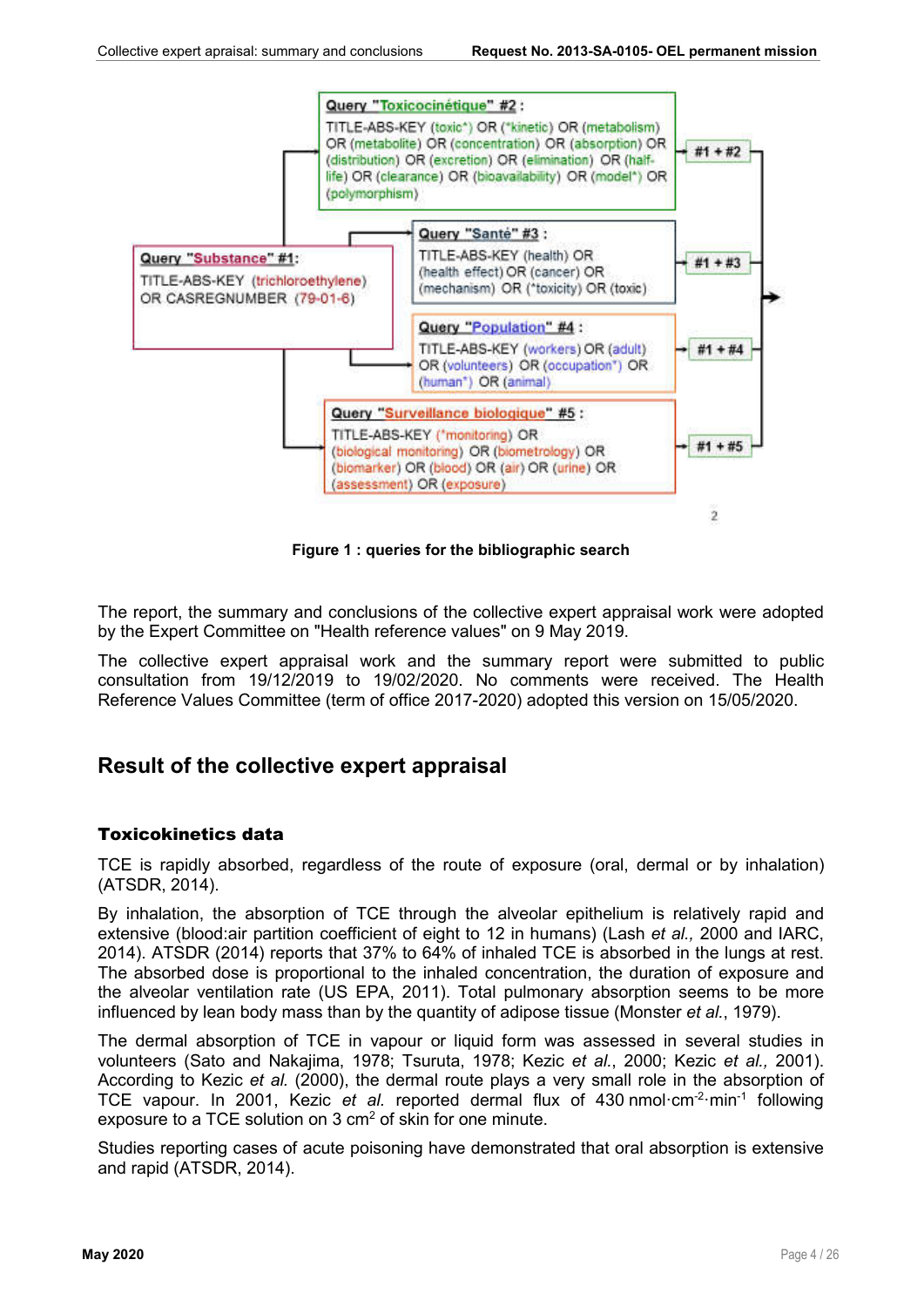Query "Substance" #1: TITLE-ABS-KEY (trichloroethylene) OR CASREGNUMBER (79-01-6)

Query "Toxicocinétique" #2 : TITLE-ABS-KEY (toxic*) OR (*kinetic) OR (metabolism) OR (metabolite) OR (concentration) OR (absorption) OR (distribution) OR (excretion) OR (elimination) OR (half-life) OR (clearance) OR (bioavailability) OR (model*) OR (polymorphism) → #1 + #2

Query "Santé" #3 : TITLE-ABS-KEY (health) OR (health effect) OR (cancer) OR (mechanism) OR (*toxicity) OR (toxic) → #1 + #3

Query "Population" #4 : TITLE-ABS-KEY (workers) OR (adult) OR (volunteers) OR (occupation*) OR (human*) OR (animal) → #1 + #4

Query "Surveillance biologique" #5 : TITLE-ABS-KEY (*monitoring) OR (biological monitoring) OR (biometrology) OR (biomarker) OR (blood) OR (air) OR (urine) OR (assessment) OR (exposure) → #1 + #5

**Figure 1 : queries for the bibliographic search**

The report, the summary and conclusions of the collective expert appraisal work were adopted by the Expert Committee on "Health reference values" on 9 May 2019.

The collective expert appraisal work and the summary report were submitted to public consultation from 19/12/2019 to 19/02/2020. No comments were received. The Health Reference Values Committee (term of office 2017-2020) adopted this version on 15/05/2020.

## Result of the collective expert appraisal

### Toxicokinetics data

TCE is rapidly absorbed, regardless of the route of exposure (oral, dermal or by inhalation) (ATSDR, 2014).

By inhalation, the absorption of TCE through the alveolar epithelium is relatively rapid and extensive (blood:air partition coefficient of eight to 12 in humans) (Lash *et al.,* 2000 and IARC, 2014). ATSDR (2014) reports that 37% to 64% of inhaled TCE is absorbed in the lungs at rest. The absorbed dose is proportional to the inhaled concentration, the duration of exposure and the alveolar ventilation rate (US EPA, 2011). Total pulmonary absorption seems to be more influenced by lean body mass than by the quantity of adipose tissue (Monster *et al.*, 1979).

The dermal absorption of TCE in vapour or liquid form was assessed in several studies in volunteers (Sato and Nakajima, 1978; Tsuruta, 1978; Kezic *et al.*, 2000; Kezic *et al.,* 2001). According to Kezic *et al.* (2000), the dermal route plays a very small role in the absorption of TCE vapour. In 2001, Kezic *et al.* reported dermal flux of 430 $nmol \cdot cm^{-2} \cdot min^{-1}$ following exposure to a TCE solution on 3 $cm^2$ of skin for one minute.

Studies reporting cases of acute poisoning have demonstrated that oral absorption is extensive and rapid (ATSDR, 2014).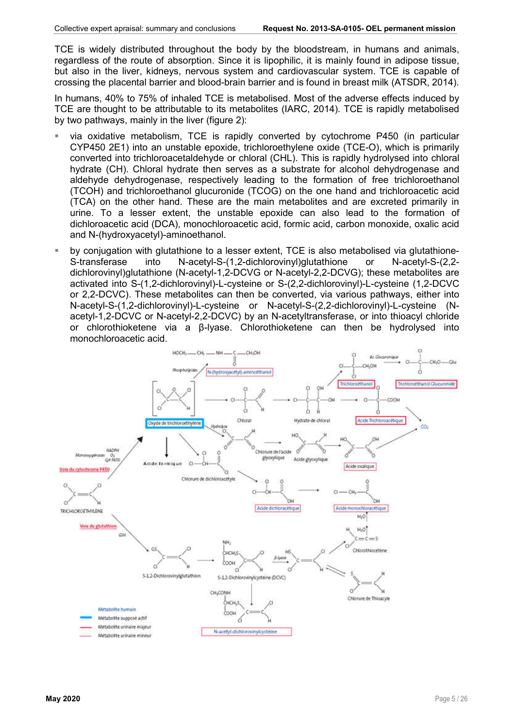TCE is widely distributed throughout the body by the bloodstream, in humans and animals, regardless of the route of absorption. Since it is lipophilic, it is mainly found in adipose tissue, but also in the liver, kidneys, nervous system and cardiovascular system. TCE is capable of crossing the placental barrier and blood-brain barrier and is found in breast milk (ATSDR, 2014).

In humans, 40% to 75% of inhaled TCE is metabolised. Most of the adverse effects induced by TCE are thought to be attributable to its metabolites (IARC, 2014). TCE is rapidly metabolised by two pathways, mainly in the liver (figure 2):

- via oxidative metabolism, TCE is rapidly converted by cytochrome P450 (in particular CYP450 2E1) into an unstable epoxide, trichloroethylene oxide (TCE-O), which is primarily converted into trichloroacetaldehyde or chloral (CHL). This is rapidly hydrolysed into chloral hydrate (CH). Chloral hydrate then serves as a substrate for alcohol dehydrogenase and aldehyde dehydrogenase, respectively leading to the formation of free trichloroethanol (TCOH) and trichloroethanol glucuronide (TCOG) on the one hand and trichloroacetic acid (TCA) on the other hand. These are the main metabolites and are excreted primarily in urine. To a lesser extent, the unstable epoxide can also lead to the formation of dichloroacetic acid (DCA), monochloroacetic acid, formic acid, carbon monoxide, oxalic acid and N-(hydroxyacetyl)-aminoethanol.
- by conjugation with glutathione to a lesser extent, TCE is also metabolised via glutathione-S-transferase into N-acetyl-S-(1,2-dichlorovinyl)glutathione or N-acetyl-S-(2,2-dichlorovinyl)glutathione (N-acetyl-1,2-DCVG or N-acetyl-2,2-DCVG); these metabolites are activated into S-(1,2-dichlorovinyl)-L-cysteine or S-(2,2-dichlorovinyl)-L-cysteine (1,2-DCVC or 2,2-DCVC). These metabolites can then be converted, via various pathways, either into N-acetyl-S-(1,2-dichlorovinyl)-L-cysteine or N-acetyl-S-(2,2-dichlorovinyl)-L-cysteine (N-acetyl-1,2-DCVC or N-acetyl-2,2-DCVC) by an N-acetyltransferase, or into thioacyl chloride or chlorothioketene via a β-lyase. Chlorothioketene can then be hydrolysed into monochloroacetic acid.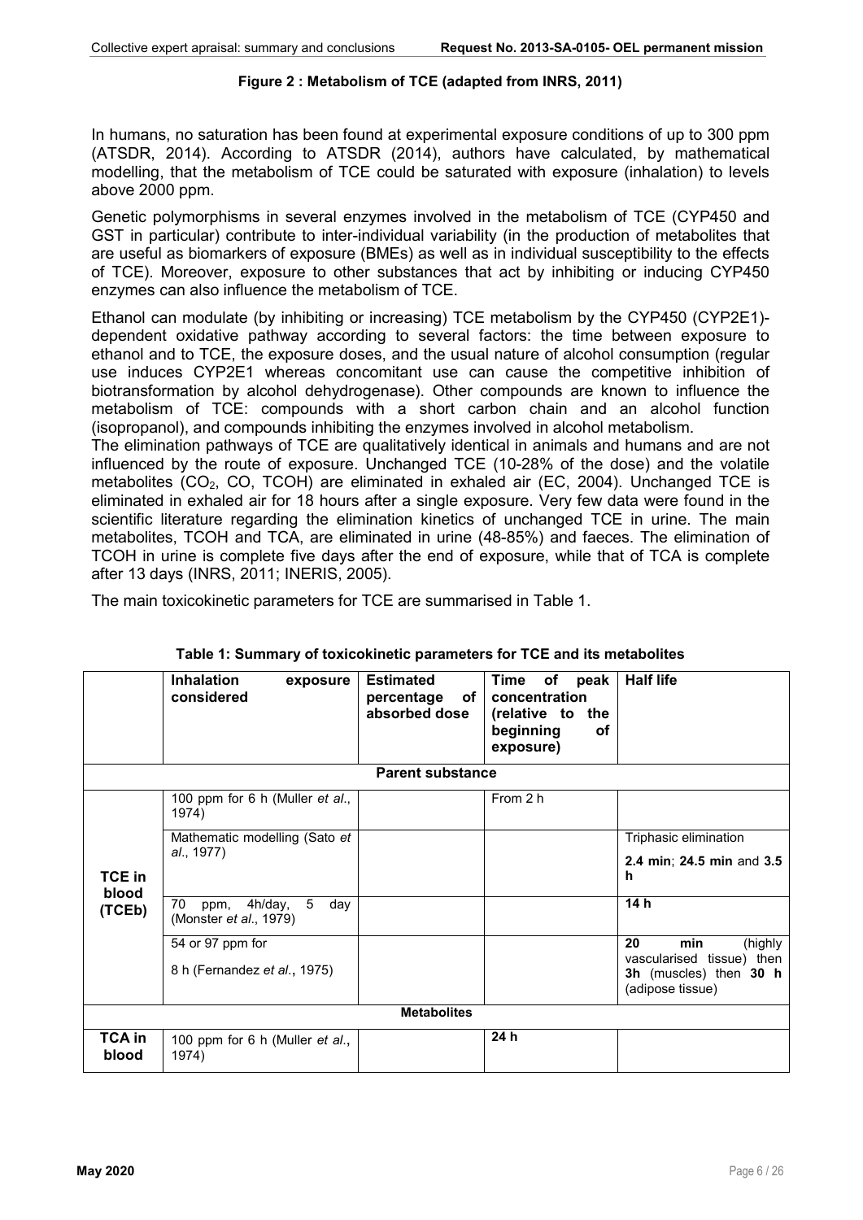**Figure 2 : Metabolism of TCE (adapted from INRS, 2011)**

In humans, no saturation has been found at experimental exposure conditions of up to 300 ppm (ATSDR, 2014). According to ATSDR (2014), authors have calculated, by mathematical modelling, that the metabolism of TCE could be saturated with exposure (inhalation) to levels above 2000 ppm.

Genetic polymorphisms in several enzymes involved in the metabolism of TCE (CYP450 and GST in particular) contribute to inter-individual variability (in the production of metabolites that are useful as biomarkers of exposure (BMEs) as well as in individual susceptibility to the effects of TCE). Moreover, exposure to other substances that act by inhibiting or inducing CYP450 enzymes can also influence the metabolism of TCE.

Ethanol can modulate (by inhibiting or increasing) TCE metabolism by the CYP450 (CYP2E1)-dependent oxidative pathway according to several factors: the time between exposure to ethanol and to TCE, the exposure doses, and the usual nature of alcohol consumption (regular use induces CYP2E1 whereas concomitant use can cause the competitive inhibition of biotransformation by alcohol dehydrogenase). Other compounds are known to influence the metabolism of TCE: compounds with a short carbon chain and an alcohol function (isopropanol), and compounds inhibiting the enzymes involved in alcohol metabolism.

The elimination pathways of TCE are qualitatively identical in animals and humans and are not influenced by the route of exposure. Unchanged TCE (10-28% of the dose) and the volatile metabolites ($CO_2$, CO, TCOH) are eliminated in exhaled air (EC, 2004). Unchanged TCE is eliminated in exhaled air for 18 hours after a single exposure. Very few data were found in the scientific literature regarding the elimination kinetics of unchanged TCE in urine. The main metabolites, TCOH and TCA, are eliminated in urine (48-85%) and faeces. The elimination of TCOH in urine is complete five days after the end of exposure, while that of TCA is complete after 13 days (INRS, 2011; INERIS, 2005).

The main toxicokinetic parameters for TCE are summarised in Table 1.

**Table 1: Summary of toxicokinetic parameters for TCE and its metabolites**

| | **Inhalation exposure considered** | **Estimated percentage of absorbed dose** | **Time of peak concentration (relative to the beginning of exposure)** | **Half life** |
|---|---|---|---|---|
| **Parent substance** | | | | |
| **TCE in blood (TCEb)** | 100 ppm for 6 h (Muller *et al*., 1974) | | From 2 h | |
| | Mathematic modelling (Sato *et al*., 1977) | | | Triphasic elimination **2.4 min**; **24.5 min** and **3.5 h** |
| | 70 ppm, 4h/day, 5 day (Monster *et al*., 1979) | | | **14 h** |
| | 54 or 97 ppm for 8 h (Fernandez *et al.***,** 1975) | | | **20 min** (highly vascularised tissue) then **3h** (muscles) then **30 h** (adipose tissue) |
| **Metabolites** | | | | |
| **TCA in blood** | 100 ppm for 6 h (Muller *et al*., 1974) | | **24 h** | |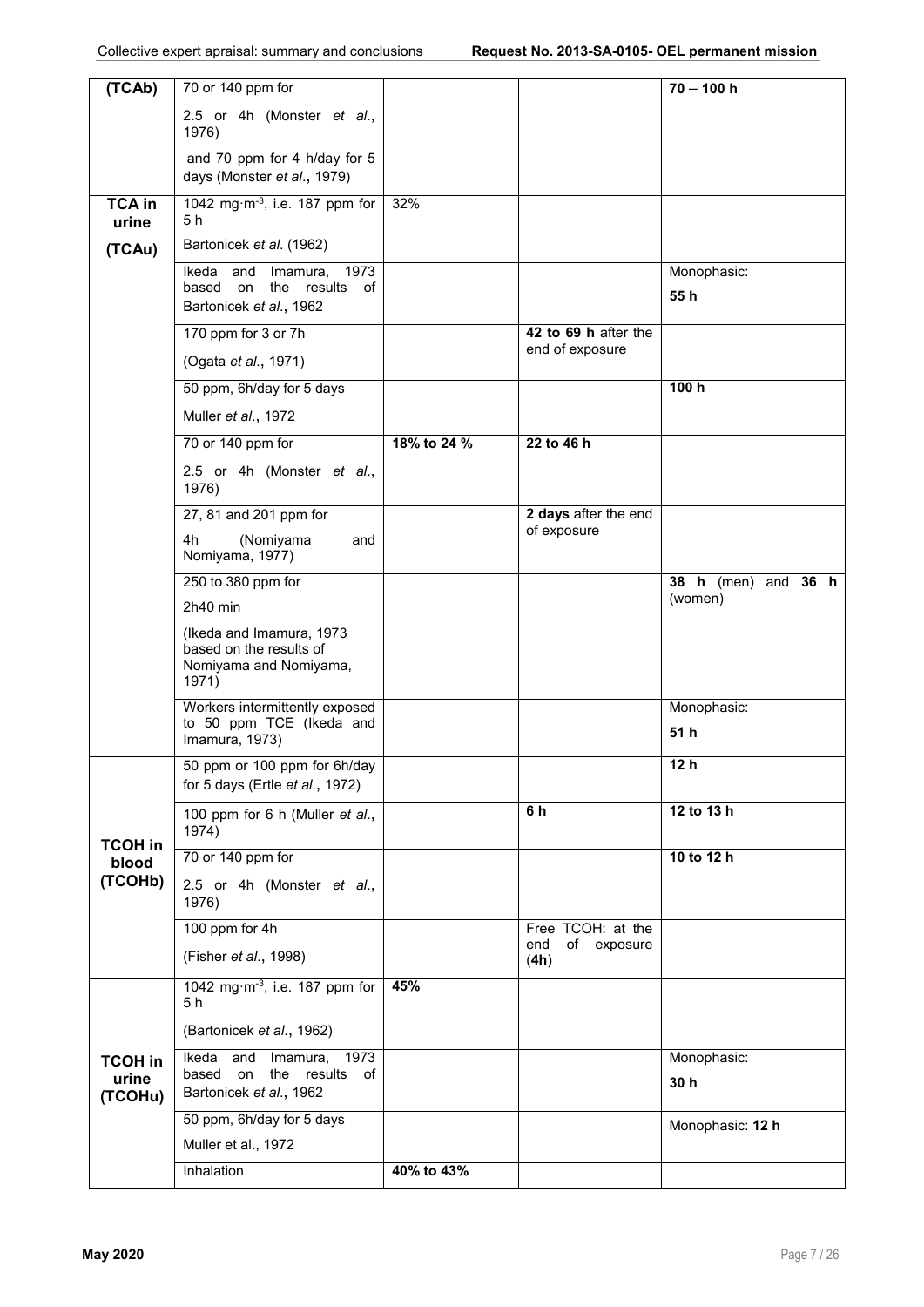| (TCAb) | 70 or 140 ppm for 2.5 or 4h (Monster *et al*., 1976) and 70 ppm for 4 h/day for 5 days (Monster *et al*., 1979) | | | **70 – 100 h** |
|---|---|---|---|---|
| **TCA in urine (TCAu)** | 1042 mg·m$^{-3}$, i.e. 187 ppm for 5 h Bartonicek *et al*. (1962) | 32% | | |
| | Ikeda and Imamura, 1973 based on the results of Bartonicek *et al*., 1962 | | | Monophasic: **55 h** |
| | 170 ppm for 3 or 7h (Ogata *et al*., 1971) | | **42 to 69 h** after the end of exposure | |
| | 50 ppm, 6h/day for 5 days Muller *et al*., 1972 | | | **100 h** |
| | 70 or 140 ppm for 2.5 or 4h (Monster *et al*., 1976) | **18% to 24 %** | **22 to 46 h** | |
| | 27, 81 and 201 ppm for 4h (Nomiyama and Nomiyama, 1977) | | **2 days** after the end of exposure | |
| | 250 to 380 ppm for 2h40 min (Ikeda and Imamura, 1973 based on the results of Nomiyama and Nomiyama, 1971) | | | **38 h** (men) and **36 h** (women) |
| | Workers intermittently exposed to 50 ppm TCE (Ikeda and Imamura, 1973) | | | Monophasic: **51 h** |
| **TCOH in blood (TCOHb)** | 50 ppm or 100 ppm for 6h/day for 5 days (Ertle *et al*., 1972) | | | **12 h** |
| | 100 ppm for 6 h (Muller *et al*., 1974) | | **6 h** | **12 to 13 h** |
| | 70 or 140 ppm for 2.5 or 4h (Monster *et al*., 1976) | | | **10 to 12 h** |
| | 100 ppm for 4h (Fisher *et al*., 1998) | | Free TCOH: at the end of exposure (**4h**) | |
| **TCOH in urine (TCOHu)** | 1042 mg·m$^{-3}$, i.e. 187 ppm for 5 h (Bartonicek *et al*., 1962) | **45%** | | |
| | Ikeda and Imamura, 1973 based on the results of Bartonicek *et al*., 1962 | | | Monophasic: **30 h** |
| | 50 ppm, 6h/day for 5 days Muller et al., 1972 | | | Monophasic: **12 h** |
| | Inhalation | **40% to 43%** | | |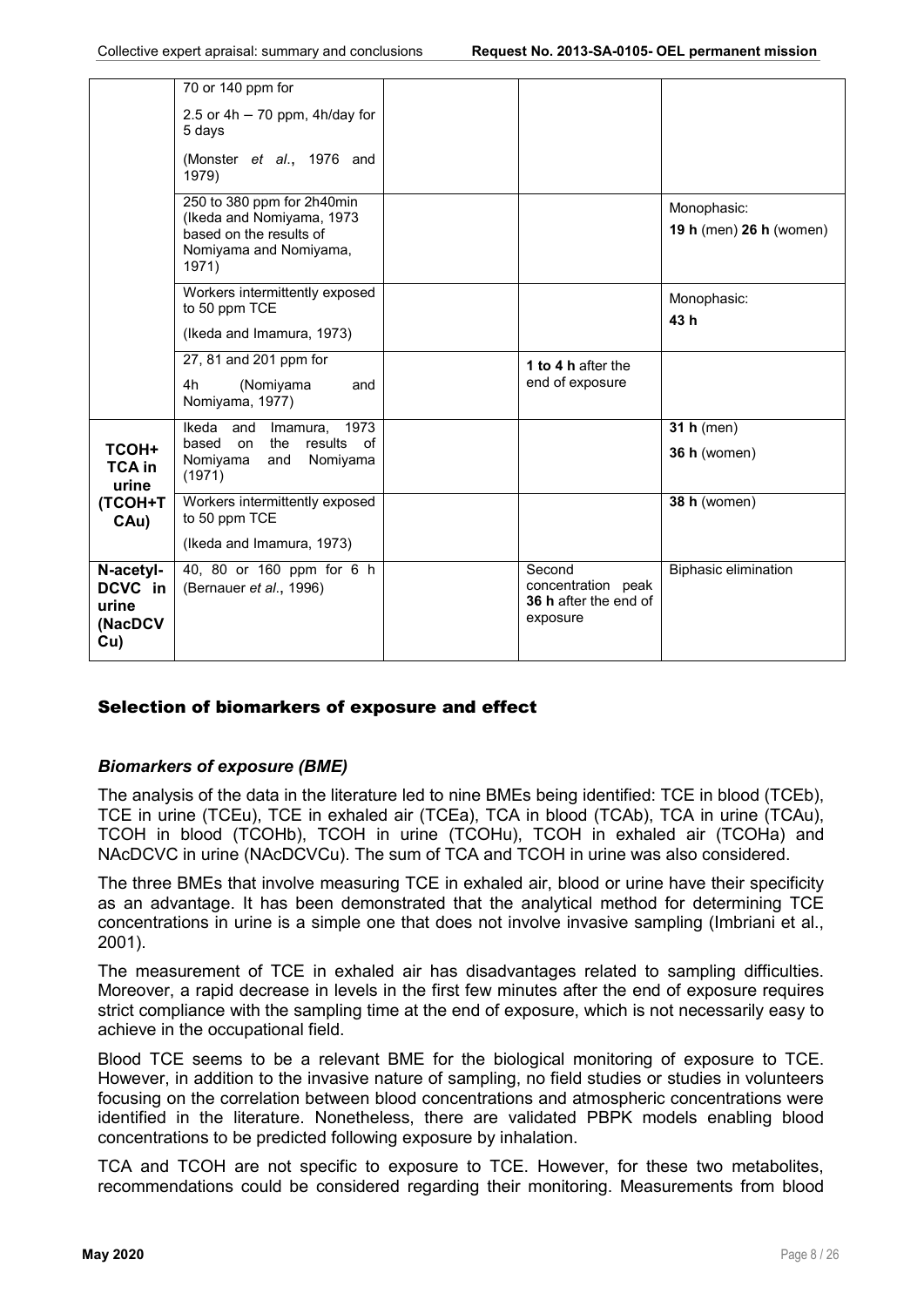| | | | | |
|---|---|---|---|---|
| | 70 or 140 ppm for<br><br>2.5 or 4h – 70 ppm, 4h/day for 5 days<br><br>(Monster *et al*., 1976 and 1979) | | | |
| | 250 to 380 ppm for 2h40min (Ikeda and Nomiyama, 1973 based on the results of Nomiyama and Nomiyama, 1971) | | | Monophasic:<br>**19 h** (men) **26 h** (women) |
| | Workers intermittently exposed to 50 ppm TCE<br><br>(Ikeda and Imamura, 1973) | | | Monophasic:<br>**43 h** |
| | 27, 81 and 201 ppm for<br><br>4h (Nomiyama and Nomiyama, 1977) | | **1 to 4 h** after the end of exposure | |
| **TCOH+ TCA in urine (TCOH+TCAu)** | Ikeda and Imamura, 1973 based on the results of Nomiyama and Nomiyama (1971) | | | **31 h** (men)<br>**36 h** (women) |
| | Workers intermittently exposed to 50 ppm TCE<br><br>(Ikeda and Imamura, 1973) | | | **38 h** (women) |
| **N-acetyl-DCVC in urine (NacDCVCu)** | 40, 80 or 160 ppm for 6 h (Bernauer *et al*., 1996) | | Second concentration peak **36 h** after the end of exposure | Biphasic elimination |

## Selection of biomarkers of exposure and effect

### *Biomarkers of exposure (BME)*

The analysis of the data in the literature led to nine BMEs being identified: TCE in blood (TCEb), TCE in urine (TCEu), TCE in exhaled air (TCEa), TCA in blood (TCAb), TCA in urine (TCAu), TCOH in blood (TCOHb), TCOH in urine (TCOHu), TCOH in exhaled air (TCOHa) and NAcDCVC in urine (NAcDCVCu). The sum of TCA and TCOH in urine was also considered.

The three BMEs that involve measuring TCE in exhaled air, blood or urine have their specificity as an advantage. It has been demonstrated that the analytical method for determining TCE concentrations in urine is a simple one that does not involve invasive sampling (Imbriani et al., 2001).

The measurement of TCE in exhaled air has disadvantages related to sampling difficulties. Moreover, a rapid decrease in levels in the first few minutes after the end of exposure requires strict compliance with the sampling time at the end of exposure, which is not necessarily easy to achieve in the occupational field.

Blood TCE seems to be a relevant BME for the biological monitoring of exposure to TCE. However, in addition to the invasive nature of sampling, no field studies or studies in volunteers focusing on the correlation between blood concentrations and atmospheric concentrations were identified in the literature. Nonetheless, there are validated PBPK models enabling blood concentrations to be predicted following exposure by inhalation.

TCA and TCOH are not specific to exposure to TCE. However, for these two metabolites, recommendations could be considered regarding their monitoring. Measurements from blood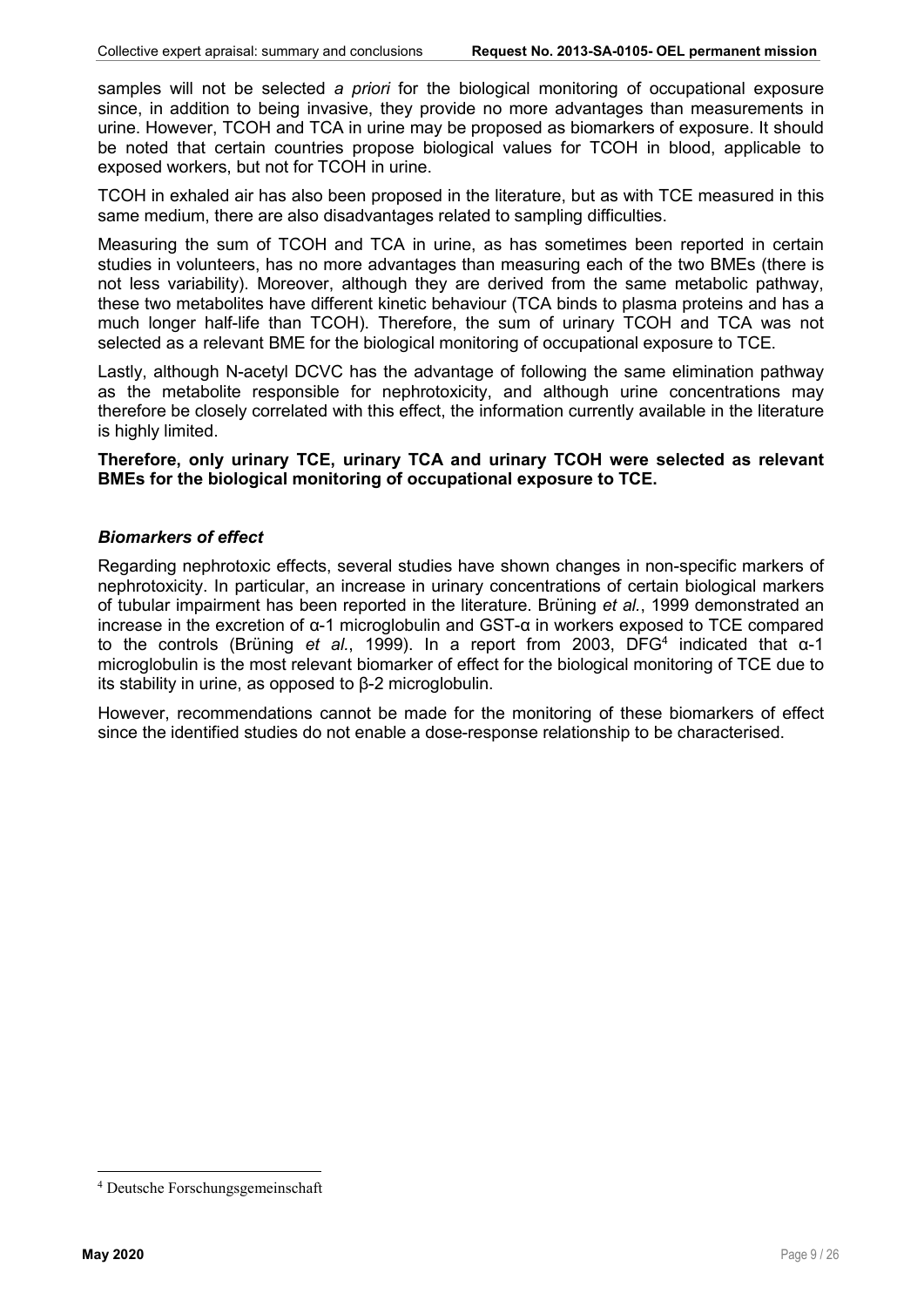samples will not be selected *a priori* for the biological monitoring of occupational exposure since, in addition to being invasive, they provide no more advantages than measurements in urine. However, TCOH and TCA in urine may be proposed as biomarkers of exposure. It should be noted that certain countries propose biological values for TCOH in blood, applicable to exposed workers, but not for TCOH in urine.

TCOH in exhaled air has also been proposed in the literature, but as with TCE measured in this same medium, there are also disadvantages related to sampling difficulties.

Measuring the sum of TCOH and TCA in urine, as has sometimes been reported in certain studies in volunteers, has no more advantages than measuring each of the two BMEs (there is not less variability). Moreover, although they are derived from the same metabolic pathway, these two metabolites have different kinetic behaviour (TCA binds to plasma proteins and has a much longer half-life than TCOH). Therefore, the sum of urinary TCOH and TCA was not selected as a relevant BME for the biological monitoring of occupational exposure to TCE.

Lastly, although N-acetyl DCVC has the advantage of following the same elimination pathway as the metabolite responsible for nephrotoxicity, and although urine concentrations may therefore be closely correlated with this effect, the information currently available in the literature is highly limited.

**Therefore, only urinary TCE, urinary TCA and urinary TCOH were selected as relevant BMEs for the biological monitoring of occupational exposure to TCE.**

### *Biomarkers of effect*

Regarding nephrotoxic effects, several studies have shown changes in non-specific markers of nephrotoxicity. In particular, an increase in urinary concentrations of certain biological markers of tubular impairment has been reported in the literature. Brüning *et al.*, 1999 demonstrated an increase in the excretion of α-1 microglobulin and GST-α in workers exposed to TCE compared to the controls (Brüning *et al.*, 1999). In a report from 2003, DFG[4] indicated that α-1 microglobulin is the most relevant biomarker of effect for the biological monitoring of TCE due to its stability in urine, as opposed to β-2 microglobulin.

However, recommendations cannot be made for the monitoring of these biomarkers of effect since the identified studies do not enable a dose-response relationship to be characterised.

[4] Deutsche Forschungsgemeinschaft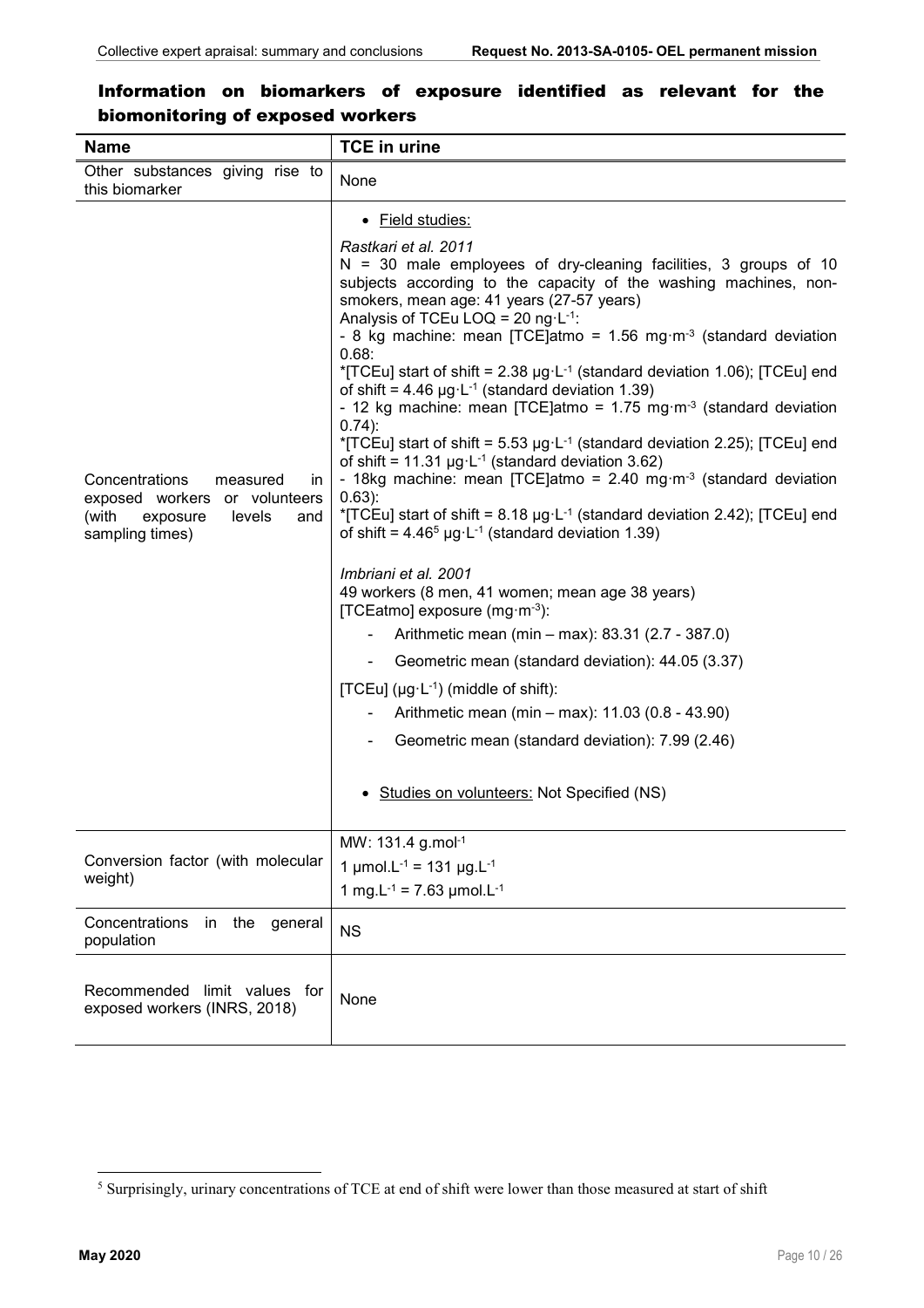## Information on biomarkers of exposure identified as relevant for the biomonitoring of exposed workers

| Name | TCE in urine |
|---|---|
| Other substances giving rise to this biomarker | None |
| Concentrations measured in exposed workers or volunteers (with exposure levels and sampling times) | • Field studies:<br><br>*Rastkari et al. 2011*<br>N = 30 male employees of dry-cleaning facilities, 3 groups of 10 subjects according to the capacity of the washing machines, non-smokers, mean age: 41 years (27-57 years)<br>Analysis of TCEu LOQ = 20 ng·$L^{-1}$:<br>- 8 kg machine: mean [TCE]atmo = 1.56 mg·$m^{-3}$ (standard deviation 0.68:<br>*[TCEu] start of shift = 2.38 µg·$L^{-1}$ (standard deviation 1.06); [TCEu] end of shift = 4.46 µg·$L^{-1}$ (standard deviation 1.39)<br>- 12 kg machine: mean [TCE]atmo = 1.75 mg·$m^{-3}$ (standard deviation 0.74):<br>*[TCEu] start of shift = 5.53 µg·$L^{-1}$ (standard deviation 2.25); [TCEu] end of shift = 11.31 µg·$L^{-1}$ (standard deviation 3.62)<br>- 18kg machine: mean [TCE]atmo = 2.40 mg·$m^{-3}$ (standard deviation 0.63):<br>*[TCEu] start of shift = 8.18 µg·$L^{-1}$ (standard deviation 2.42); [TCEu] end of shift = 4.46[5] µg·$L^{-1}$ (standard deviation 1.39)<br><br>*Imbriani et al. 2001*<br>49 workers (8 men, 41 women; mean age 38 years)<br>[TCEatmo] exposure (mg·$m^{-3}$):<br>- Arithmetic mean (min – max): 83.31 (2.7 - 387.0)<br>- Geometric mean (standard deviation): 44.05 (3.37)<br><br>[TCEu] (µg·$L^{-1}$) (middle of shift):<br>- Arithmetic mean (min – max): 11.03 (0.8 - 43.90)<br>- Geometric mean (standard deviation): 7.99 (2.46)<br><br>• Studies on volunteers: Not Specified (NS) |
| Conversion factor (with molecular weight) | MW: 131.4 g.$mol^{-1}$<br>1 µmol.$L^{-1}$ = 131 µg.$L^{-1}$<br>1 mg.$L^{-1}$ = 7.63 µmol.$L^{-1}$ |
| Concentrations in the general population | NS |
| Recommended limit values for exposed workers (INRS, 2018) | None |

[5] Surprisingly, urinary concentrations of TCE at end of shift were lower than those measured at start of shift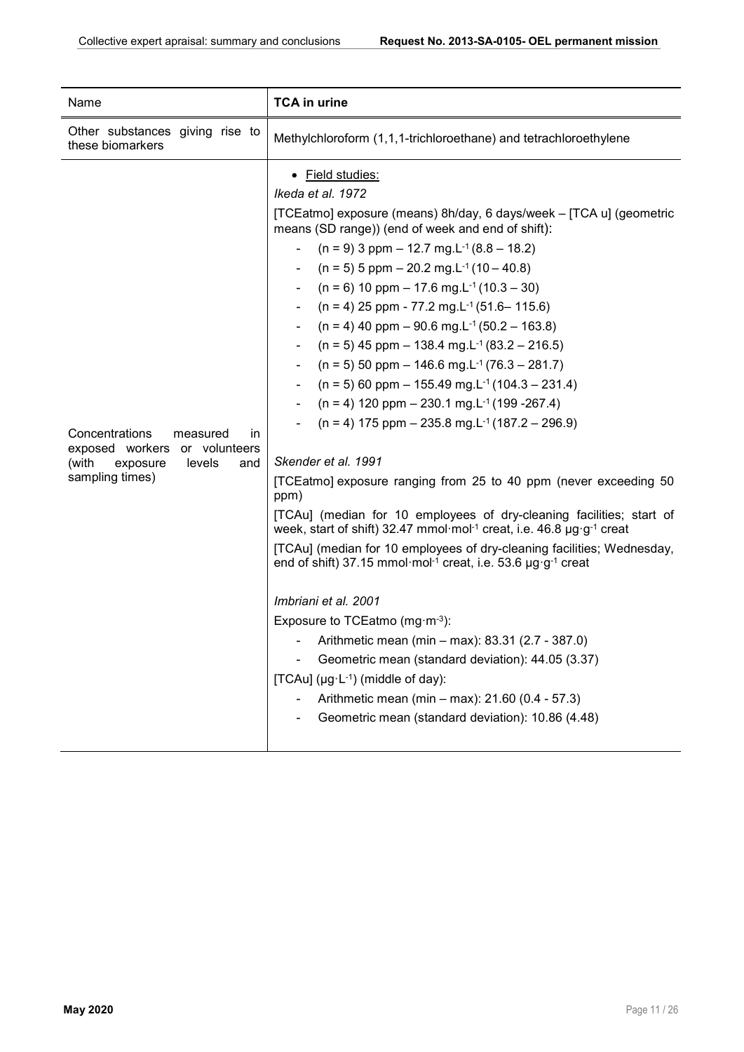| Name | **TCA in urine** |
|---|---|
| Other substances giving rise to these biomarkers | Methylchloroform (1,1,1-trichloroethane) and tetrachloroethylene |
| Concentrations measured in exposed workers or volunteers (with exposure levels and sampling times) | • <u>Field studies:</u><br>*Ikeda et al. 1972*<br>[TCEatmo] exposure (means) 8h/day, 6 days/week – [TCA u] (geometric means (SD range)) (end of week and end of shift):<br>- (n = 9) 3 ppm – 12.7 mg.L$^{-1}$ (8.8 – 18.2)<br>- (n = 5) 5 ppm – 20.2 mg.L$^{-1}$ (10 – 40.8)<br>- (n = 6) 10 ppm – 17.6 mg.L$^{-1}$ (10.3 – 30)<br>- (n = 4) 25 ppm - 77.2 mg.L$^{-1}$ (51.6– 115.6)<br>- (n = 4) 40 ppm – 90.6 mg.L$^{-1}$ (50.2 – 163.8)<br>- (n = 5) 45 ppm – 138.4 mg.L$^{-1}$ (83.2 – 216.5)<br>- (n = 5) 50 ppm – 146.6 mg.L$^{-1}$ (76.3 – 281.7)<br>- (n = 5) 60 ppm – 155.49 mg.L$^{-1}$ (104.3 – 231.4)<br>- (n = 4) 120 ppm – 230.1 mg.L$^{-1}$ (199 -267.4)<br>- (n = 4) 175 ppm – 235.8 mg.L$^{-1}$ (187.2 – 296.9)<br><br>*Skender et al. 1991*<br>[TCEatmo] exposure ranging from 25 to 40 ppm (never exceeding 50 ppm)<br>[TCAu] (median for 10 employees of dry-cleaning facilities; start of week, start of shift) 32.47 mmol·mol$^{-1}$ creat, i.e. 46.8 µg·g$^{-1}$ creat<br>[TCAu] (median for 10 employees of dry-cleaning facilities; Wednesday, end of shift) 37.15 mmol·mol$^{-1}$ creat, i.e. 53.6 µg·g$^{-1}$ creat<br><br>*Imbriani et al. 2001*<br>Exposure to TCEatmo (mg·m$^{-3}$):<br>- Arithmetic mean (min – max): 83.31 (2.7 - 387.0)<br>- Geometric mean (standard deviation): 44.05 (3.37)<br>[TCAu] (µg·L$^{-1}$) (middle of day):<br>- Arithmetic mean (min – max): 21.60 (0.4 - 57.3)<br>- Geometric mean (standard deviation): 10.86 (4.48) |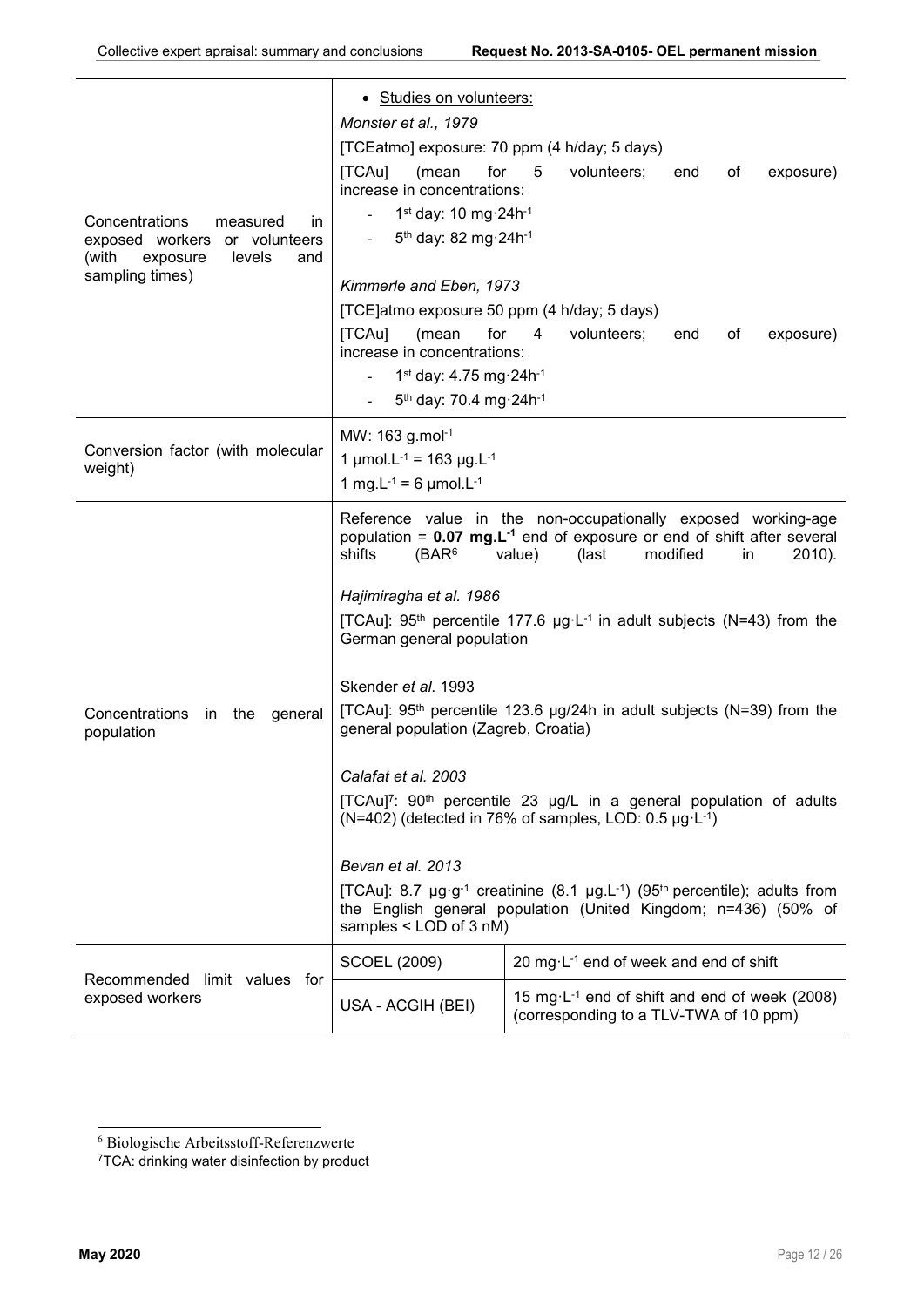| | | |
|---|---|---|
| Concentrations measured in exposed workers or volunteers (with exposure levels and sampling times) | • Studies on volunteers:<br>*Monster et al., 1979*<br>[TCEatmo] exposure: 70 ppm (4 h/day; 5 days)<br>[TCAu] (mean for 5 volunteers; end of exposure) increase in concentrations:<br>- 1st day: 10 mg·24h-1<br>- 5th day: 82 mg·24h-1<br><br>*Kimmerle and Eben, 1973*<br>[TCE]atmo exposure 50 ppm (4 h/day; 5 days)<br>[TCAu] (mean for 4 volunteers; end of exposure) increase in concentrations:<br>- 1st day: 4.75 mg·24h-1<br>- 5th day: 70.4 mg·24h-1 | |
| Conversion factor (with molecular weight) | MW: 163 g.mol-1<br>1 µmol.L-1 = 163 µg.L-1<br>1 mg.L-1 = 6 µmol.L-1 | |
| Concentrations in the general population | Reference value in the non-occupationally exposed working-age population = **0.07 mg.L-1** end of exposure or end of shift after several shifts (BAR[6] value) (last modified in 2010).<br><br>*Hajimiragha et al. 1986*<br>[TCAu]: 95th percentile 177.6 µg·L-1 in adult subjects (N=43) from the German general population<br><br>Skender *et al*. 1993<br>[TCAu]: 95th percentile 123.6 µg/24h in adult subjects (N=39) from the general population (Zagreb, Croatia)<br><br>*Calafat et al. 2003*<br>[TCAu][7]: 90th percentile 23 µg/L in a general population of adults (N=402) (detected in 76% of samples, LOD: 0.5 µg·L-1)<br><br>*Bevan et al. 2013*<br>[TCAu]: 8.7 µg·g-1 creatinine (8.1 µg.L-1) (95th percentile); adults from the English general population (United Kingdom; n=436) (50% of samples < LOD of 3 nM) | |
| Recommended limit values for exposed workers | SCOEL (2009) | 20 mg·L-1 end of week and end of shift |
| | USA - ACGIH (BEI) | 15 mg·L-1 end of shift and end of week (2008) (corresponding to a TLV-TWA of 10 ppm) |

[6] Biologische Arbeitsstoff-Referenzwerte

[7] TCA: drinking water disinfection by product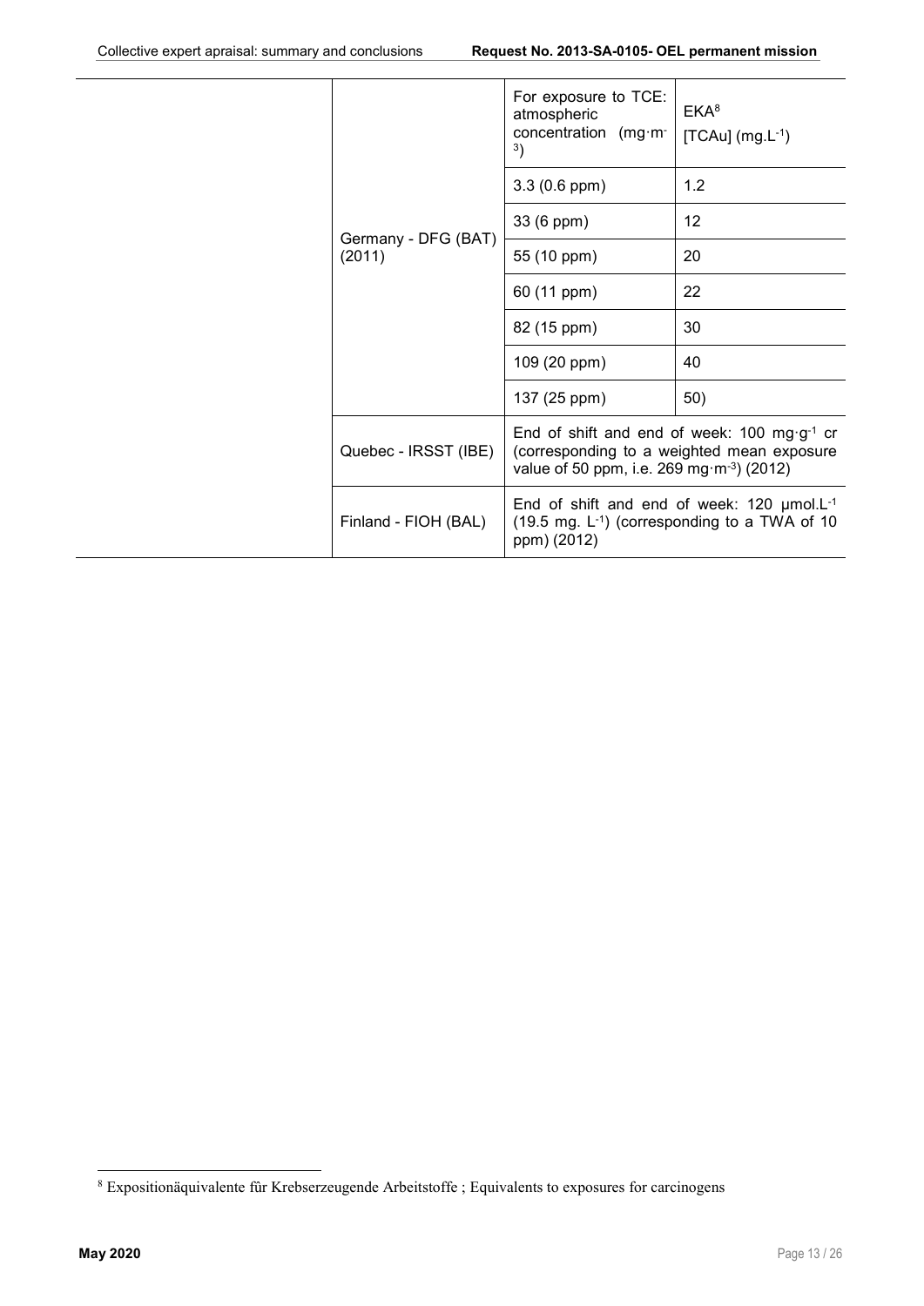| | | | |
|---|---|---|---|
| | Germany - DFG (BAT) (2011) | For exposure to TCE: atmospheric concentration ($mg \cdot m^{-3}$) | EKA[8] [TCAu] ($mg.L^{-1}$) |
| | | 3.3 (0.6 ppm) | 1.2 |
| | | 33 (6 ppm) | 12 |
| | | 55 (10 ppm) | 20 |
| | | 60 (11 ppm) | 22 |
| | | 82 (15 ppm) | 30 |
| | | 109 (20 ppm) | 40 |
| | | 137 (25 ppm) | 50) |
| | Quebec - IRSST (IBE) | End of shift and end of week: 100 $mg \cdot g^{-1}$ cr (corresponding to a weighted mean exposure value of 50 ppm, i.e. 269 $mg \cdot m^{-3}$) (2012) | |
| | Finland - FIOH (BAL) | End of shift and end of week: 120 $\mu mol.L^{-1}$ (19.5 mg. $L^{-1}$) (corresponding to a TWA of 10 ppm) (2012) | |

[8] Expositionäquivalente für Krebserzeugende Arbeitstoffe ; Equivalents to exposures for carcinogens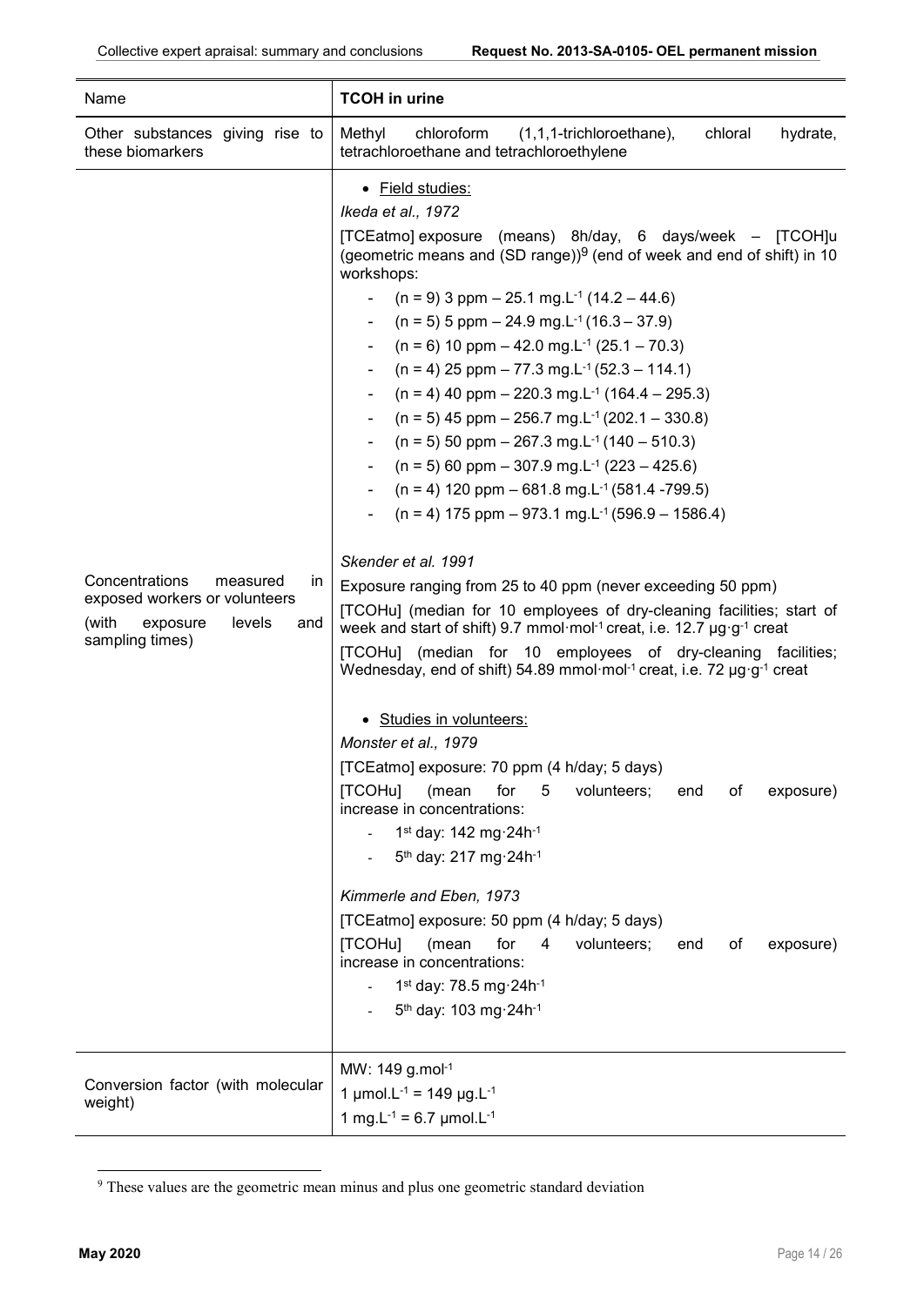| Name | TCOH in urine |
| --- | --- |
| Other substances giving rise to these biomarkers | Methyl chloroform (1,1,1-trichloroethane), chloral hydrate, tetrachloroethane and tetrachloroethylene |
| Concentrations measured in exposed workers or volunteers (with exposure levels and sampling times) | • Field studies:<br>*Ikeda et al., 1972*<br>[TCEatmo] exposure (means) 8h/day, 6 days/week – [TCOH]u (geometric means and (SD range))[9] (end of week and end of shift) in 10 workshops:<br>- (n = 9) 3 ppm – 25.1 mg.L$^{-1}$ (14.2 – 44.6)<br>- (n = 5) 5 ppm – 24.9 mg.L$^{-1}$ (16.3 – 37.9)<br>- (n = 6) 10 ppm – 42.0 mg.L$^{-1}$ (25.1 – 70.3)<br>- (n = 4) 25 ppm – 77.3 mg.L$^{-1}$ (52.3 – 114.1)<br>- (n = 4) 40 ppm – 220.3 mg.L$^{-1}$ (164.4 – 295.3)<br>- (n = 5) 45 ppm – 256.7 mg.L$^{-1}$ (202.1 – 330.8)<br>- (n = 5) 50 ppm – 267.3 mg.L$^{-1}$ (140 – 510.3)<br>- (n = 5) 60 ppm – 307.9 mg.L$^{-1}$ (223 – 425.6)<br>- (n = 4) 120 ppm – 681.8 mg.L$^{-1}$ (581.4 -799.5)<br>- (n = 4) 175 ppm – 973.1 mg.L$^{-1}$ (596.9 – 1586.4)<br><br>*Skender et al. 1991*<br>Exposure ranging from 25 to 40 ppm (never exceeding 50 ppm)<br>[TCOHu] (median for 10 employees of dry-cleaning facilities; start of week and start of shift) 9.7 mmol·mol$^{-1}$ creat, i.e. 12.7 µg·g$^{-1}$ creat<br>[TCOHu] (median for 10 employees of dry-cleaning facilities; Wednesday, end of shift) 54.89 mmol·mol$^{-1}$ creat, i.e. 72 µg·g$^{-1}$ creat<br><br>• Studies in volunteers:<br>*Monster et al., 1979*<br>[TCEatmo] exposure: 70 ppm (4 h/day; 5 days)<br>[TCOHu] (mean for 5 volunteers; end of exposure) increase in concentrations:<br>- 1$^{st}$ day: 142 mg·24h$^{-1}$<br>- 5$^{th}$ day: 217 mg·24h$^{-1}$<br><br>*Kimmerle and Eben, 1973*<br>[TCEatmo] exposure: 50 ppm (4 h/day; 5 days)<br>[TCOHu] (mean for 4 volunteers; end of exposure) increase in concentrations:<br>- 1$^{st}$ day: 78.5 mg·24h$^{-1}$<br>- 5$^{th}$ day: 103 mg·24h$^{-1}$ |
| Conversion factor (with molecular weight) | MW: 149 g.mol$^{-1}$<br>1 µmol.L$^{-1}$ = 149 µg.L$^{-1}$<br>1 mg.L$^{-1}$ = 6.7 µmol.L$^{-1}$ |

[9] These values are the geometric mean minus and plus one geometric standard deviation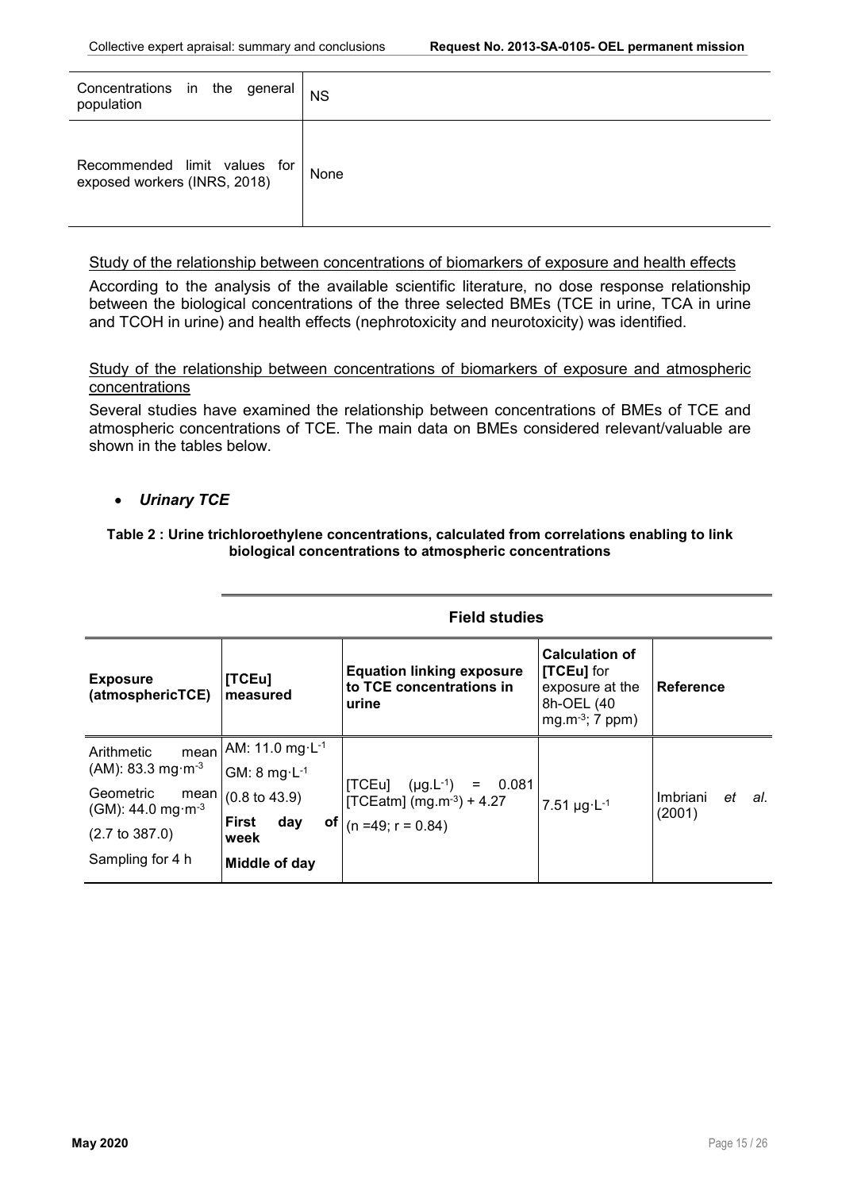| | |
|---|---|
| Concentrations in the general population | NS |
| Recommended limit values for exposed workers (INRS, 2018) | None |

Study of the relationship between concentrations of biomarkers of exposure and health effects

According to the analysis of the available scientific literature, no dose response relationship between the biological concentrations of the three selected BMEs (TCE in urine, TCA in urine and TCOH in urine) and health effects (nephrotoxicity and neurotoxicity) was identified.

Study of the relationship between concentrations of biomarkers of exposure and atmospheric concentrations

Several studies have examined the relationship between concentrations of BMEs of TCE and atmospheric concentrations of TCE. The main data on BMEs considered relevant/valuable are shown in the tables below.

- ***Urinary TCE***

**Table 2 : Urine trichloroethylene concentrations, calculated from correlations enabling to link biological concentrations to atmospheric concentrations**

| | Field studies | | | |
|---|---|---|---|---|
| **Exposure (atmosphericTCE)** | **[TCEu] measured** | **Equation linking exposure to TCE concentrations in urine** | **Calculation of [TCEu] for exposure at the 8h-OEL (40 mg.m$^{-3}$; 7 ppm)** | **Reference** |
| Arithmetic mean (AM): 83.3 mg·m$^{-3}$<br>Geometric mean (GM): 44.0 mg·m$^{-3}$<br>(2.7 to 387.0)<br>Sampling for 4 h | AM: 11.0 mg·L$^{-1}$<br>GM: 8 mg·L$^{-1}$<br>(0.8 to 43.9)<br>**First day of week**<br>**Middle of day** | [TCEu] (µg.L$^{-1}$) = 0.081 [TCEatm] (mg.m$^{-3}$) + 4.27<br>(n =49; r = 0.84) | 7.51 µg·L$^{-1}$ | Imbriani *et al.* (2001) |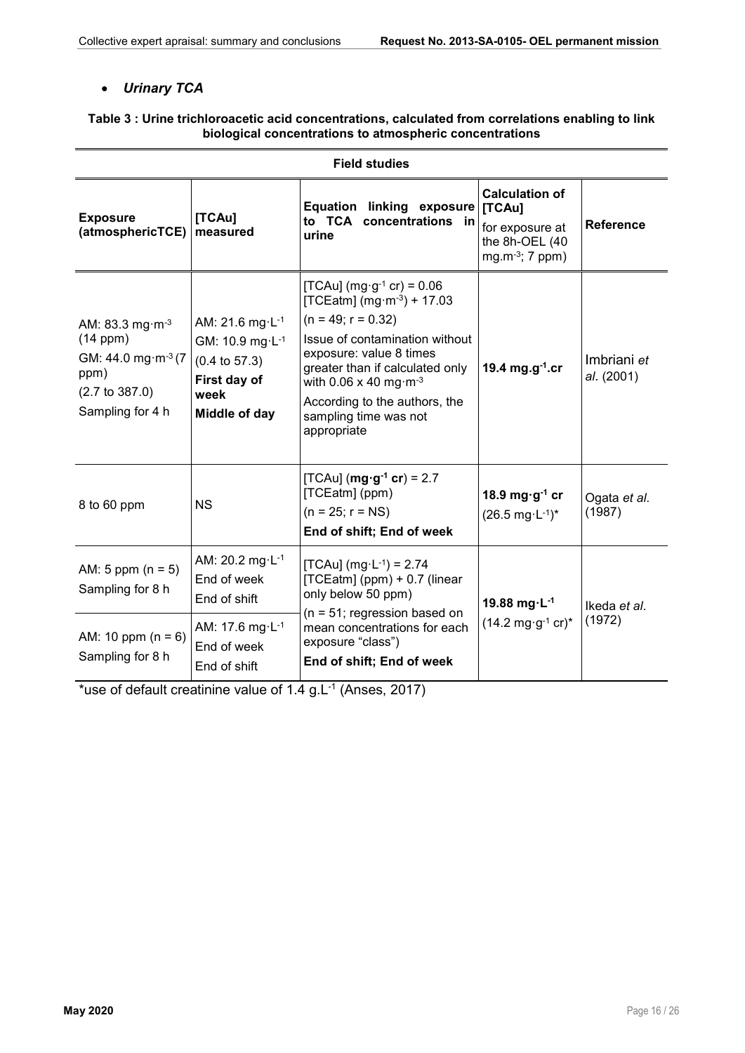- ***Urinary TCA***

**Table 3 : Urine trichloroacetic acid concentrations, calculated from correlations enabling to link biological concentrations to atmospheric concentrations**

| **Field studies** | | | | |
|---|---|---|---|---|
| **Exposure (atmosphericTCE)** | **[TCAu] measured** | **Equation linking exposure to TCA concentrations in urine** | **Calculation of [TCAu]** for exposure at the 8h-OEL (40 $mg.m^{-3}$; 7 ppm) | **Reference** |
| AM: 83.3 $mg \cdot m^{-3}$ (14 ppm)<br>GM: 44.0 $mg \cdot m^{-3}$ (7 ppm)<br>(2.7 to 387.0)<br>Sampling for 4 h | AM: 21.6 $mg \cdot L^{-1}$<br>GM: 10.9 $mg \cdot L^{-1}$<br>(0.4 to 57.3)<br>**First day of week**<br>**Middle of day** | [TCAu] ($mg \cdot g^{-1}$ cr) = 0.06 [TCEatm] ($mg \cdot m^{-3}$) + 17.03<br>(n = 49; r = 0.32)<br>Issue of contamination without exposure: value 8 times greater than if calculated only with 0.06 x 40 $mg \cdot m^{-3}$<br>According to the authors, the sampling time was not appropriate | **19.4 $mg.g^{-1}$.cr** | Imbriani *et al*. (2001) |
| 8 to 60 ppm | NS | [TCAu] (**$mg \cdot g^{-1}$ cr**) = 2.7 [TCEatm] (ppm)<br>(n = 25; r = NS)<br>**End of shift; End of week** | **18.9 $mg \cdot g^{-1}$ cr**<br>(26.5 $mg \cdot L^{-1}$)* | Ogata *et al*. (1987) |
| AM: 5 ppm (n = 5)<br>Sampling for 8 h | AM: 20.2 $mg \cdot L^{-1}$<br>End of week<br>End of shift | [TCAu] ($mg \cdot L^{-1}$) = 2.74 [TCEatm] (ppm) + 0.7 (linear only below 50 ppm)<br>(n = 51; regression based on mean concentrations for each exposure "class")<br>**End of shift; End of week** | **19.88 $mg \cdot L^{-1}$**<br>(14.2 $mg \cdot g^{-1}$ cr)* | Ikeda *et al*. (1972) |
| AM: 10 ppm (n = 6)<br>Sampling for 8 h | AM: 17.6 $mg \cdot L^{-1}$<br>End of week<br>End of shift | | | |

*use of default creatinine value of 1.4 $g.L^{-1}$ (Anses, 2017)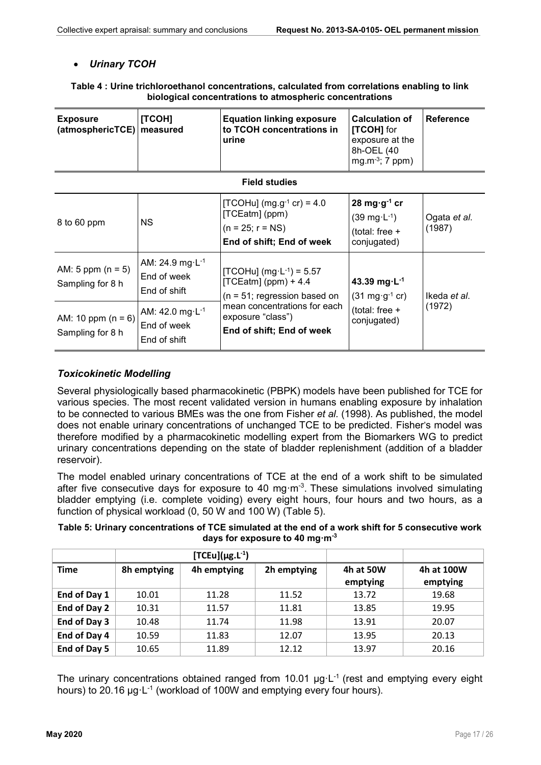- ***Urinary TCOH***

**Table 4 : Urine trichloroethanol concentrations, calculated from correlations enabling to link biological concentrations to atmospheric concentrations**

| Exposure (atmosphericTCE) | [TCOH] measured | Equation linking exposure to TCOH concentrations in urine | Calculation of [TCOH] for exposure at the 8h-OEL (40 $mg.m^{-3}$; 7 ppm) | Reference |
|---|---|---|---|---|
| **Field studies** | | | | |
| 8 to 60 ppm | NS | [TCOHu] ($mg.g^{-1}$ cr) = 4.0 [TCEatm] (ppm) (n = 25; r = NS) **End of shift; End of week** | **28 $mg \cdot g^{-1}$ cr** (39 $mg \cdot L^{-1}$) (total: free + conjugated) | Ogata *et al.* (1987) |
| AM: 5 ppm (n = 5) Sampling for 8 h | AM: 24.9 $mg \cdot L^{-1}$ End of week End of shift | [TCOHu] ($mg \cdot L^{-1}$) = 5.57 [TCEatm] (ppm) + 4.4 (n = 51; regression based on mean concentrations for each exposure "class") **End of shift; End of week** | **43.39 $mg \cdot L^{-1}$** (31 $mg \cdot g^{-1}$ cr) (total: free + conjugated) | Ikeda *et al.* (1972) |
| AM: 10 ppm (n = 6) Sampling for 8 h | AM: 42.0 $mg \cdot L^{-1}$ End of week End of shift | | | |

### *Toxicokinetic Modelling*

Several physiologically based pharmacokinetic (PBPK) models have been published for TCE for various species. The most recent validated version in humans enabling exposure by inhalation to be connected to various BMEs was the one from Fisher *et al.* (1998). As published, the model does not enable urinary concentrations of unchanged TCE to be predicted. Fisher's model was therefore modified by a pharmacokinetic modelling expert from the Biomarkers WG to predict urinary concentrations depending on the state of bladder replenishment (addition of a bladder reservoir).

The model enabled urinary concentrations of TCE at the end of a work shift to be simulated after five consecutive days for exposure to 40 $mg \cdot m^{-3}$. These simulations involved simulating bladder emptying (i.e. complete voiding) every eight hours, four hours and two hours, as a function of physical workload (0, 50 W and 100 W) (Table 5).

**Table 5: Urinary concentrations of TCE simulated at the end of a work shift for 5 consecutive work days for exposure to 40 $mg \cdot m^{-3}$**

| | [TCEu]($\mu g.L^{-1}$) | | | | |
|---|---|---|---|---|---|
| **Time** | **8h emptying** | **4h emptying** | **2h emptying** | **4h at 50W emptying** | **4h at 100W emptying** |
| **End of Day 1** | 10.01 | 11.28 | 11.52 | 13.72 | 19.68 |
| **End of Day 2** | 10.31 | 11.57 | 11.81 | 13.85 | 19.95 |
| **End of Day 3** | 10.48 | 11.74 | 11.98 | 13.91 | 20.07 |
| **End of Day 4** | 10.59 | 11.83 | 12.07 | 13.95 | 20.13 |
| **End of Day 5** | 10.65 | 11.89 | 12.12 | 13.97 | 20.16 |

The urinary concentrations obtained ranged from 10.01 $\mu g \cdot L^{-1}$ (rest and emptying every eight hours) to 20.16 $\mu g \cdot L^{-1}$ (workload of 100W and emptying every four hours).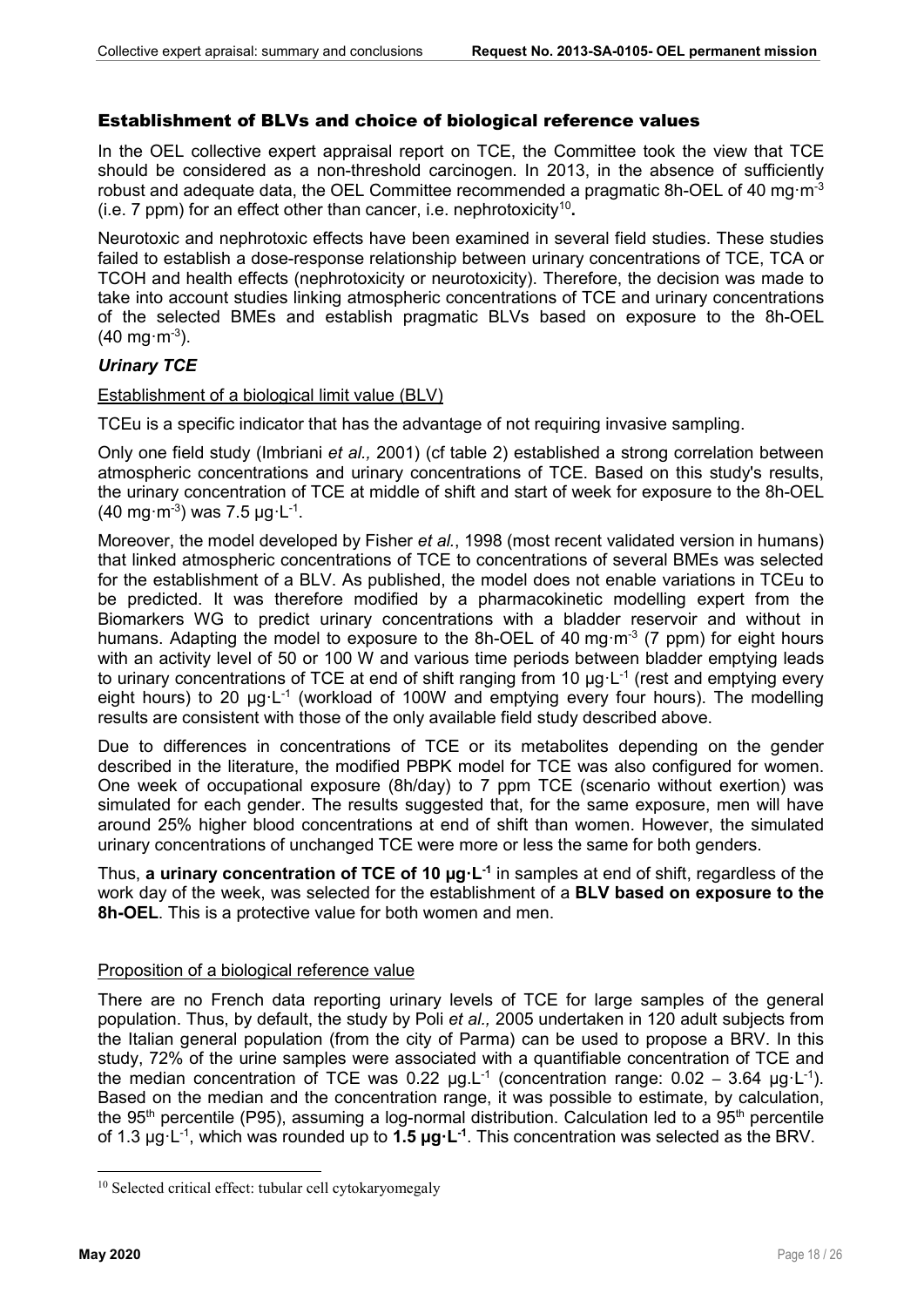## Establishment of BLVs and choice of biological reference values

In the OEL collective expert appraisal report on TCE, the Committee took the view that TCE should be considered as a non-threshold carcinogen. In 2013, in the absence of sufficiently robust and adequate data, the OEL Committee recommended a pragmatic 8h-OEL of 40 $mg \cdot m^{-3}$ (i.e. 7 ppm) for an effect other than cancer, i.e. nephrotoxicity[10]**.**

Neurotoxic and nephrotoxic effects have been examined in several field studies. These studies failed to establish a dose-response relationship between urinary concentrations of TCE, TCA or TCOH and health effects (nephrotoxicity or neurotoxicity). Therefore, the decision was made to take into account studies linking atmospheric concentrations of TCE and urinary concentrations of the selected BMEs and establish pragmatic BLVs based on exposure to the 8h-OEL (40 $mg \cdot m^{-3}$).

### *Urinary TCE*

Establishment of a biological limit value (BLV)

TCEu is a specific indicator that has the advantage of not requiring invasive sampling.

Only one field study (Imbriani *et al.,* 2001) (cf table 2) established a strong correlation between atmospheric concentrations and urinary concentrations of TCE. Based on this study's results, the urinary concentration of TCE at middle of shift and start of week for exposure to the 8h-OEL (40 $mg \cdot m^{-3}$) was 7.5 $\mu g \cdot L^{-1}$.

Moreover, the model developed by Fisher *et al.*, 1998 (most recent validated version in humans) that linked atmospheric concentrations of TCE to concentrations of several BMEs was selected for the establishment of a BLV. As published, the model does not enable variations in TCEu to be predicted. It was therefore modified by a pharmacokinetic modelling expert from the Biomarkers WG to predict urinary concentrations with a bladder reservoir and without in humans. Adapting the model to exposure to the 8h-OEL of 40 $mg \cdot m^{-3}$ (7 ppm) for eight hours with an activity level of 50 or 100 W and various time periods between bladder emptying leads to urinary concentrations of TCE at end of shift ranging from 10 $\mu g \cdot L^{-1}$ (rest and emptying every eight hours) to 20 $\mu g \cdot L^{-1}$ (workload of 100W and emptying every four hours). The modelling results are consistent with those of the only available field study described above.

Due to differences in concentrations of TCE or its metabolites depending on the gender described in the literature, the modified PBPK model for TCE was also configured for women. One week of occupational exposure (8h/day) to 7 ppm TCE (scenario without exertion) was simulated for each gender. The results suggested that, for the same exposure, men will have around 25% higher blood concentrations at end of shift than women. However, the simulated urinary concentrations of unchanged TCE were more or less the same for both genders.

Thus, **a urinary concentration of TCE of 10 $\mu g \cdot L^{-1}$** in samples at end of shift, regardless of the work day of the week, was selected for the establishment of a **BLV based on exposure to the 8h-OEL**. This is a protective value for both women and men.

Proposition of a biological reference value

There are no French data reporting urinary levels of TCE for large samples of the general population. Thus, by default, the study by Poli *et al.,* 2005 undertaken in 120 adult subjects from the Italian general population (from the city of Parma) can be used to propose a BRV. In this study, 72% of the urine samples were associated with a quantifiable concentration of TCE and the median concentration of TCE was 0.22 $\mu g.L^{-1}$ (concentration range: 0.02 – 3.64 $\mu g \cdot L^{-1}$). Based on the median and the concentration range, it was possible to estimate, by calculation, the 95th percentile (P95), assuming a log-normal distribution. Calculation led to a 95th percentile of 1.3 $\mu g \cdot L^{-1}$, which was rounded up to **1.5 $\mu g \cdot L^{-1}$**. This concentration was selected as the BRV.

[10] Selected critical effect: tubular cell cytokaryomegaly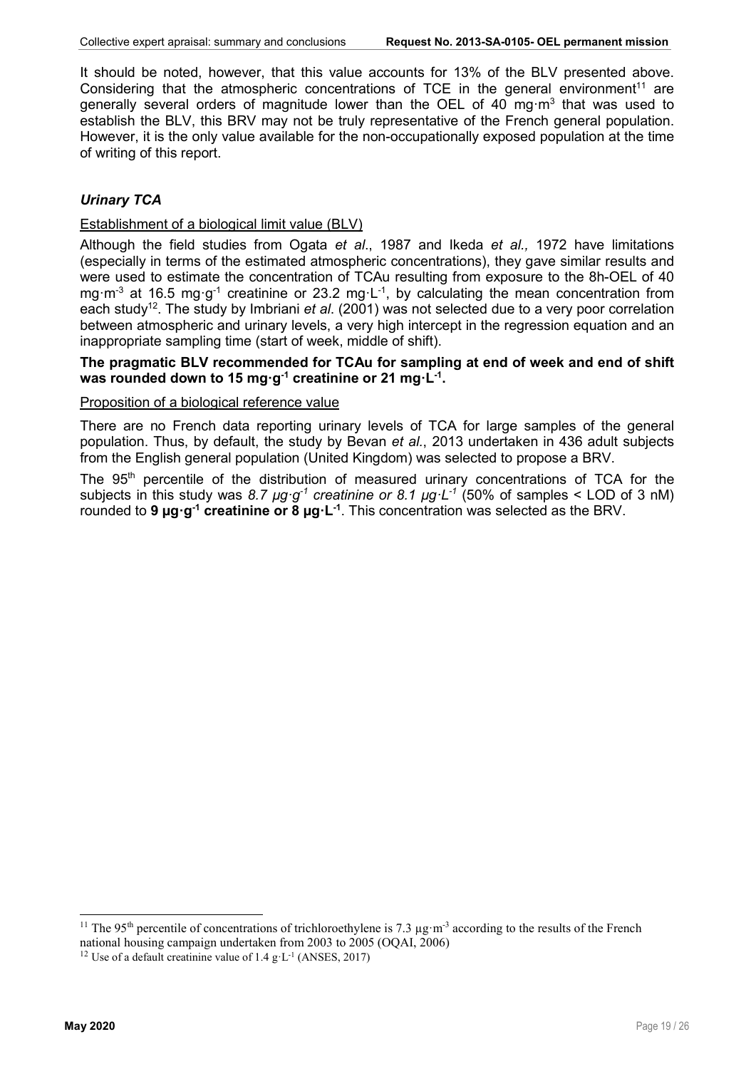It should be noted, however, that this value accounts for 13% of the BLV presented above. Considering that the atmospheric concentrations of TCE in the general environment[11] are generally several orders of magnitude lower than the OEL of 40 $mg \cdot m^3$ that was used to establish the BLV, this BRV may not be truly representative of the French general population. However, it is the only value available for the non-occupationally exposed population at the time of writing of this report.

### *Urinary TCA*

Establishment of a biological limit value (BLV)

Although the field studies from Ogata *et al*., 1987 and Ikeda *et al.,* 1972 have limitations (especially in terms of the estimated atmospheric concentrations), they gave similar results and were used to estimate the concentration of TCAu resulting from exposure to the 8h-OEL of 40 $mg \cdot m^{-3}$ at 16.5 $mg \cdot g^{-1}$ creatinine or 23.2 $mg \cdot L^{-1}$, by calculating the mean concentration from each study[12]. The study by Imbriani *et al*. (2001) was not selected due to a very poor correlation between atmospheric and urinary levels, a very high intercept in the regression equation and an inappropriate sampling time (start of week, middle of shift).

**The pragmatic BLV recommended for TCAu for sampling at end of week and end of shift was rounded down to 15 $mg \cdot g^{-1}$ creatinine or 21 $mg \cdot L^{-1}$.**

Proposition of a biological reference value

There are no French data reporting urinary levels of TCA for large samples of the general population. Thus, by default, the study by Bevan *et al*., 2013 undertaken in 436 adult subjects from the English general population (United Kingdom) was selected to propose a BRV.

The 95th percentile of the distribution of measured urinary concentrations of TCA for the subjects in this study was *8.7 $\mu g \cdot g^{-1}$ creatinine or 8.1 $\mu g \cdot L^{-1}$* (50% of samples < LOD of 3 nM) rounded to **9 $\mu g \cdot g^{-1}$ creatinine or 8 $\mu g \cdot L^{-1}$**. This concentration was selected as the BRV.

---

[11] The 95th percentile of concentrations of trichloroethylene is 7.3 $\mu g \cdot m^{-3}$ according to the results of the French national housing campaign undertaken from 2003 to 2005 (OQAI, 2006)

[12] Use of a default creatinine value of 1.4 $g \cdot L^{-1}$ (ANSES, 2017)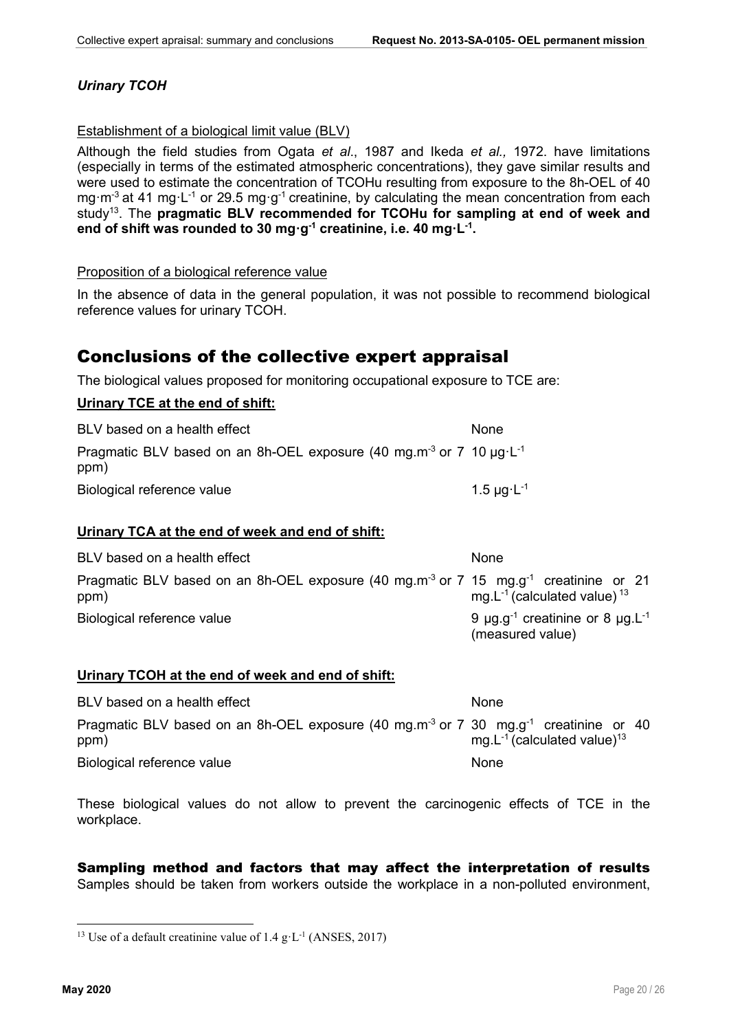### *Urinary TCOH*

Establishment of a biological limit value (BLV)

Although the field studies from Ogata *et al*., 1987 and Ikeda *et al.,* 1972. have limitations (especially in terms of the estimated atmospheric concentrations), they gave similar results and were used to estimate the concentration of TCOHu resulting from exposure to the 8h-OEL of 40 $mg \cdot m^{-3}$ at 41 $mg \cdot L^{-1}$ or 29.5 $mg \cdot g^{-1}$ creatinine, by calculating the mean concentration from each study[13]. The **pragmatic BLV recommended for TCOHu for sampling at end of week and end of shift was rounded to 30 $mg \cdot g^{-1}$ creatinine, i.e. 40 $mg \cdot L^{-1}$.**

Proposition of a biological reference value

In the absence of data in the general population, it was not possible to recommend biological reference values for urinary TCOH.

## Conclusions of the collective expert appraisal

The biological values proposed for monitoring occupational exposure to TCE are:

**Urinary TCE at the end of shift:**

| | |
|---|---|
| BLV based on a health effect | None |
| Pragmatic BLV based on an 8h-OEL exposure (40 $mg.m^{-3}$ or 7 ppm) | 10 $\mu g \cdot L^{-1}$ |
| Biological reference value | 1.5 $\mu g \cdot L^{-1}$ |

**Urinary TCA at the end of week and end of shift:**

| | |
|---|---|
| BLV based on a health effect | None |
| Pragmatic BLV based on an 8h-OEL exposure (40 $mg.m^{-3}$ or 7 ppm) | 15 $mg.g^{-1}$ creatinine or 21 $mg.L^{-1}$ (calculated value) [13] |
| Biological reference value | 9 $\mu g.g^{-1}$ creatinine or 8 $\mu g.L^{-1}$ (measured value) |

**Urinary TCOH at the end of week and end of shift:**

| | |
|---|---|
| BLV based on a health effect | None |
| Pragmatic BLV based on an 8h-OEL exposure (40 $mg.m^{-3}$ or 7 ppm) | 30 $mg.g^{-1}$ creatinine or 40 $mg.L^{-1}$ (calculated value)[13] |
| Biological reference value | None |

These biological values do not allow to prevent the carcinogenic effects of TCE in the workplace.

### Sampling method and factors that may affect the interpretation of results

Samples should be taken from workers outside the workplace in a non-polluted environment,

[13] Use of a default creatinine value of 1.4 $g \cdot L^{-1}$ (ANSES, 2017)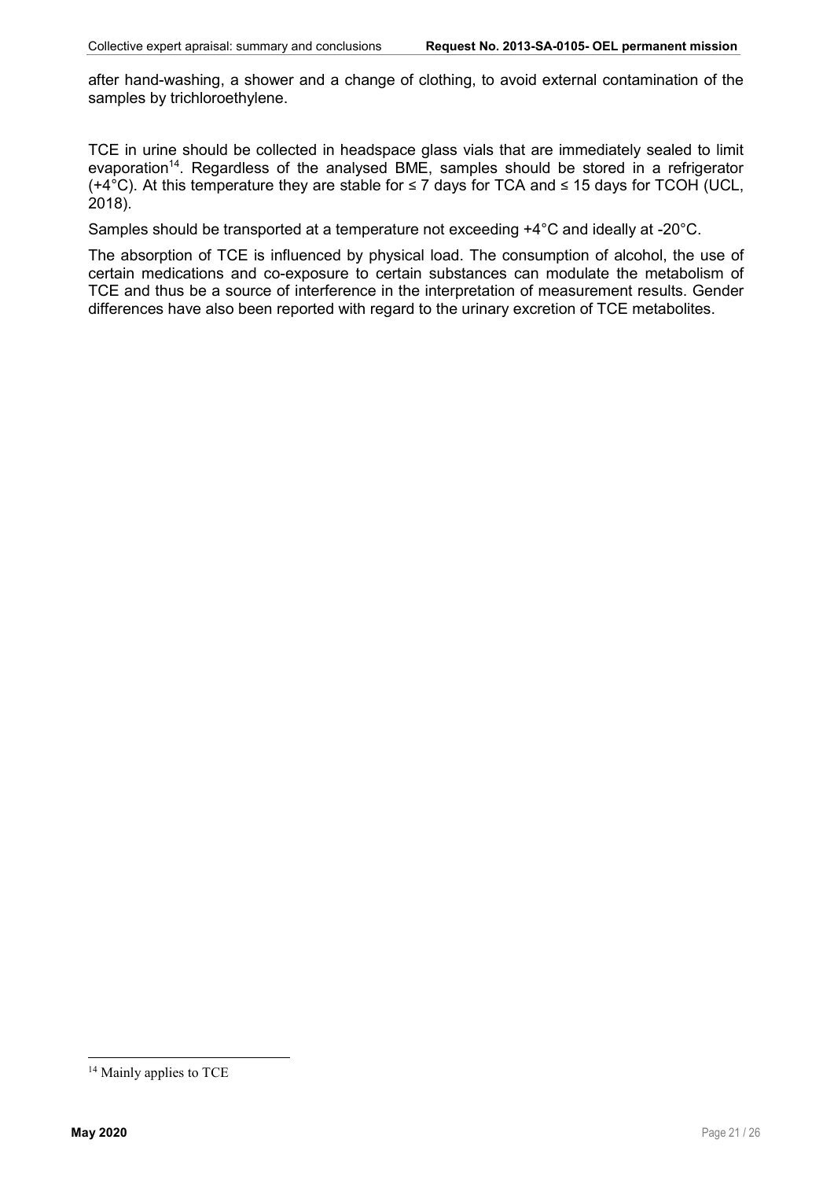after hand-washing, a shower and a change of clothing, to avoid external contamination of the samples by trichloroethylene.

TCE in urine should be collected in headspace glass vials that are immediately sealed to limit evaporation[14]. Regardless of the analysed BME, samples should be stored in a refrigerator (+4°C). At this temperature they are stable for ≤ 7 days for TCA and ≤ 15 days for TCOH (UCL, 2018).

Samples should be transported at a temperature not exceeding +4°C and ideally at -20°C.

The absorption of TCE is influenced by physical load. The consumption of alcohol, the use of certain medications and co-exposure to certain substances can modulate the metabolism of TCE and thus be a source of interference in the interpretation of measurement results. Gender differences have also been reported with regard to the urinary excretion of TCE metabolites.

[14] Mainly applies to TCE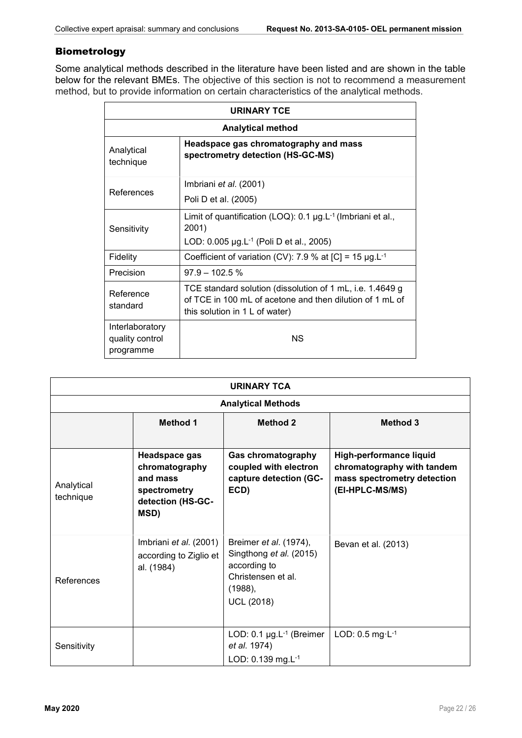## Biometrology

Some analytical methods described in the literature have been listed and are shown in the table below for the relevant BMEs. The objective of this section is not to recommend a measurement method, but to provide information on certain characteristics of the analytical methods.

| URINARY TCE | |
|---|---|
| **Analytical method** | |
| Analytical technique | **Headspace gas chromatography and mass spectrometry detection (HS-GC-MS)** |
| References | Imbriani *et al.* (2001)<br>Poli D et al. (2005) |
| Sensitivity | Limit of quantification (LOQ): 0.1 µg.L$^{-1}$ (Imbriani et al., 2001)<br>LOD: 0.005 µg.L$^{-1}$ (Poli D et al., 2005) |
| Fidelity | Coefficient of variation (CV): 7.9 % at [C] = 15 µg.L$^{-1}$ |
| Precision | 97.9 – 102.5 % |
| Reference standard | TCE standard solution (dissolution of 1 mL, i.e. 1.4649 g of TCE in 100 mL of acetone and then dilution of 1 mL of this solution in 1 L of water) |
| Interlaboratory quality control programme | NS |

| URINARY TCA | | | |
|---|---|---|---|
| **Analytical Methods** | | | |
| | **Method 1** | **Method 2** | **Method 3** |
| Analytical technique | **Headspace gas chromatography and mass spectrometry detection (HS-GC-MSD)** | **Gas chromatography coupled with electron capture detection (GC-ECD)** | **High-performance liquid chromatography with tandem mass spectrometry detection (EI-HPLC-MS/MS)** |
| References | Imbriani *et al.* (2001) according to Ziglio et al. (1984) | Breimer *et al.* (1974), Singthong *et al.* (2015) according to Christensen et al. (1988), UCL (2018) | Bevan et al. (2013) |
| Sensitivity | | LOD: 0.1 µg.L$^{-1}$ (Breimer *et al.* 1974)<br>LOD: 0.139 mg.L$^{-1}$ | LOD: 0.5 mg·L$^{-1}$ |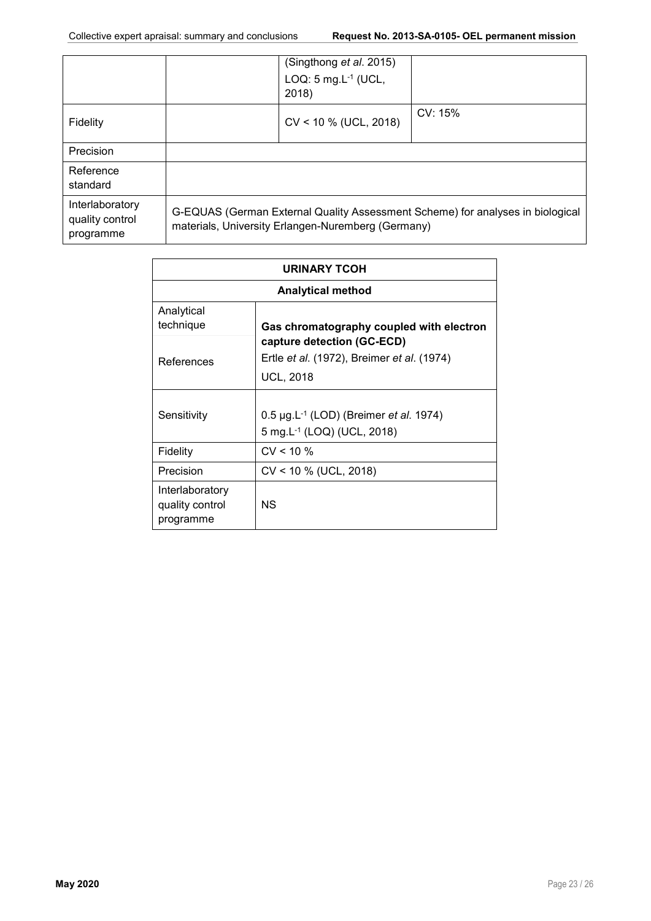| | | (Singthong *et al*. 2015) LOQ: 5 mg.L$^{-1}$ (UCL, 2018) | |
|---|---|---|---|
| Fidelity | | CV < 10 % (UCL, 2018) | CV: 15% |
| Precision | | | |
| Reference standard | | | |
| Interlaboratory quality control programme | G-EQUAS (German External Quality Assessment Scheme) for analyses in biological materials, University Erlangen-Nuremberg (Germany) | | |

| URINARY TCOH | |
|---|---|
| **Analytical method** | |
| Analytical technique | **Gas chromatography coupled with electron capture detection (GC-ECD)** |
| References | Ertle *et al.* (1972), Breimer *et al*. (1974) UCL, 2018 |
| Sensitivity | 0.5 µg.L$^{-1}$ (LOD) (Breimer *et al.* 1974) 5 mg.L$^{-1}$ (LOQ) (UCL, 2018) |
| Fidelity | CV < 10 % |
| Precision | CV < 10 % (UCL, 2018) |
| Interlaboratory quality control programme | NS |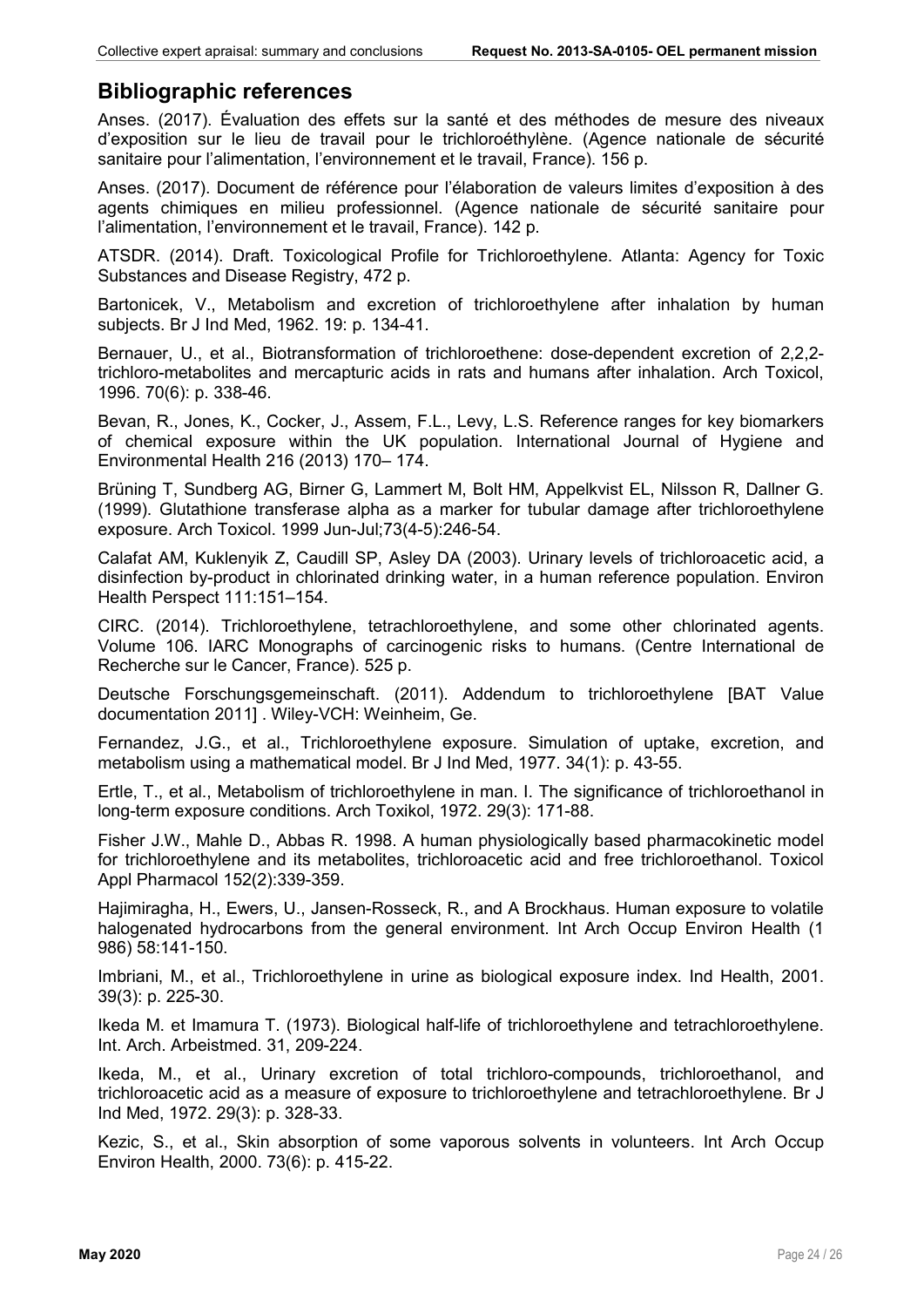## Bibliographic references

Anses. (2017). Évaluation des effets sur la santé et des méthodes de mesure des niveaux d'exposition sur le lieu de travail pour le trichloroéthylène. (Agence nationale de sécurité sanitaire pour l'alimentation, l'environnement et le travail, France). 156 p.

Anses. (2017). Document de référence pour l'élaboration de valeurs limites d'exposition à des agents chimiques en milieu professionnel. (Agence nationale de sécurité sanitaire pour l'alimentation, l'environnement et le travail, France). 142 p.

ATSDR. (2014). Draft. Toxicological Profile for Trichloroethylene. Atlanta: Agency for Toxic Substances and Disease Registry, 472 p.

Bartonicek, V., Metabolism and excretion of trichloroethylene after inhalation by human subjects. Br J Ind Med, 1962. 19: p. 134-41.

Bernauer, U., et al., Biotransformation of trichloroethene: dose-dependent excretion of 2,2,2-trichloro-metabolites and mercapturic acids in rats and humans after inhalation. Arch Toxicol, 1996. 70(6): p. 338-46.

Bevan, R., Jones, K., Cocker, J., Assem, F.L., Levy, L.S. Reference ranges for key biomarkers of chemical exposure within the UK population. International Journal of Hygiene and Environmental Health 216 (2013) 170– 174.

Brüning T, Sundberg AG, Birner G, Lammert M, Bolt HM, Appelkvist EL, Nilsson R, Dallner G. (1999). Glutathione transferase alpha as a marker for tubular damage after trichloroethylene exposure. Arch Toxicol. 1999 Jun-Jul;73(4-5):246-54.

Calafat AM, Kuklenyik Z, Caudill SP, Asley DA (2003). Urinary levels of trichloroacetic acid, a disinfection by-product in chlorinated drinking water, in a human reference population. Environ Health Perspect 111:151–154.

CIRC. (2014). Trichloroethylene, tetrachloroethylene, and some other chlorinated agents. Volume 106. IARC Monographs of carcinogenic risks to humans. (Centre International de Recherche sur le Cancer, France). 525 p.

Deutsche Forschungsgemeinschaft. (2011). Addendum to trichloroethylene [BAT Value documentation 2011] . Wiley-VCH: Weinheim, Ge.

Fernandez, J.G., et al., Trichloroethylene exposure. Simulation of uptake, excretion, and metabolism using a mathematical model. Br J Ind Med, 1977. 34(1): p. 43-55.

Ertle, T., et al., Metabolism of trichloroethylene in man. I. The significance of trichloroethanol in long-term exposure conditions. Arch Toxikol, 1972. 29(3): 171-88.

Fisher J.W., Mahle D., Abbas R. 1998. A human physiologically based pharmacokinetic model for trichloroethylene and its metabolites, trichloroacetic acid and free trichloroethanol. Toxicol Appl Pharmacol 152(2):339-359.

Hajimiragha, H., Ewers, U., Jansen-Rosseck, R., and A Brockhaus. Human exposure to volatile halogenated hydrocarbons from the general environment. Int Arch Occup Environ Health (1 986) 58:141-150.

Imbriani, M., et al., Trichloroethylene in urine as biological exposure index. Ind Health, 2001. 39(3): p. 225-30.

Ikeda M. et Imamura T. (1973). Biological half-life of trichloroethylene and tetrachloroethylene. Int. Arch. Arbeistmed. 31, 209-224.

Ikeda, M., et al., Urinary excretion of total trichloro-compounds, trichloroethanol, and trichloroacetic acid as a measure of exposure to trichloroethylene and tetrachloroethylene. Br J Ind Med, 1972. 29(3): p. 328-33.

Kezic, S., et al., Skin absorption of some vaporous solvents in volunteers. Int Arch Occup Environ Health, 2000. 73(6): p. 415-22.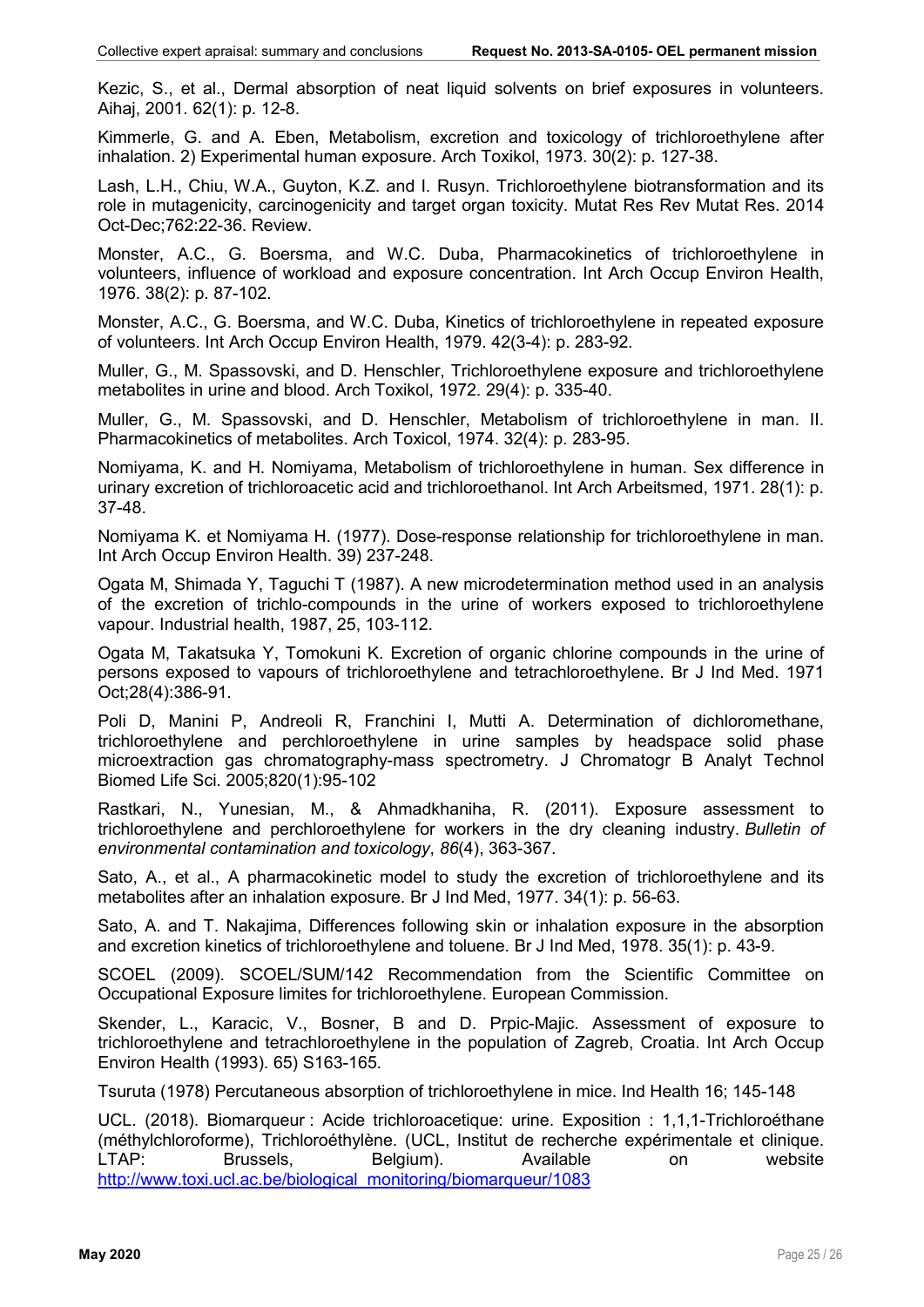Kezic, S., et al., Dermal absorption of neat liquid solvents on brief exposures in volunteers. Aihaj, 2001. 62(1): p. 12-8.

Kimmerle, G. and A. Eben, Metabolism, excretion and toxicology of trichloroethylene after inhalation. 2) Experimental human exposure. Arch Toxikol, 1973. 30(2): p. 127-38.

Lash, L.H., Chiu, W.A., Guyton, K.Z. and I. Rusyn. Trichloroethylene biotransformation and its role in mutagenicity, carcinogenicity and target organ toxicity. Mutat Res Rev Mutat Res. 2014 Oct-Dec;762:22-36. Review.

Monster, A.C., G. Boersma, and W.C. Duba, Pharmacokinetics of trichloroethylene in volunteers, influence of workload and exposure concentration. Int Arch Occup Environ Health, 1976. 38(2): p. 87-102.

Monster, A.C., G. Boersma, and W.C. Duba, Kinetics of trichloroethylene in repeated exposure of volunteers. Int Arch Occup Environ Health, 1979. 42(3-4): p. 283-92.

Muller, G., M. Spassovski, and D. Henschler, Trichloroethylene exposure and trichloroethylene metabolites in urine and blood. Arch Toxikol, 1972. 29(4): p. 335-40.

Muller, G., M. Spassovski, and D. Henschler, Metabolism of trichloroethylene in man. II. Pharmacokinetics of metabolites. Arch Toxicol, 1974. 32(4): p. 283-95.

Nomiyama, K. and H. Nomiyama, Metabolism of trichloroethylene in human. Sex difference in urinary excretion of trichloroacetic acid and trichloroethanol. Int Arch Arbeitsmed, 1971. 28(1): p. 37-48.

Nomiyama K. et Nomiyama H. (1977). Dose-response relationship for trichloroethylene in man. Int Arch Occup Environ Health. 39) 237-248.

Ogata M, Shimada Y, Taguchi T (1987). A new microdetermination method used in an analysis of the excretion of trichlo-compounds in the urine of workers exposed to trichloroethylene vapour. Industrial health, 1987, 25, 103-112.

Ogata M, Takatsuka Y, Tomokuni K. Excretion of organic chlorine compounds in the urine of persons exposed to vapours of trichloroethylene and tetrachloroethylene. Br J Ind Med. 1971 Oct;28(4):386-91.

Poli D, Manini P, Andreoli R, Franchini I, Mutti A. Determination of dichloromethane, trichloroethylene and perchloroethylene in urine samples by headspace solid phase microextraction gas chromatography-mass spectrometry. J Chromatogr B Analyt Technol Biomed Life Sci. 2005;820(1):95-102

Rastkari, N., Yunesian, M., & Ahmadkhaniha, R. (2011). Exposure assessment to trichloroethylene and perchloroethylene for workers in the dry cleaning industry. *Bulletin of environmental contamination and toxicology*, *86*(4), 363-367.

Sato, A., et al., A pharmacokinetic model to study the excretion of trichloroethylene and its metabolites after an inhalation exposure. Br J Ind Med, 1977. 34(1): p. 56-63.

Sato, A. and T. Nakajima, Differences following skin or inhalation exposure in the absorption and excretion kinetics of trichloroethylene and toluene. Br J Ind Med, 1978. 35(1): p. 43-9.

SCOEL (2009). SCOEL/SUM/142 Recommendation from the Scientific Committee on Occupational Exposure limites for trichloroethylene. European Commission.

Skender, L., Karacic, V., Bosner, B and D. Prpic-Majic. Assessment of exposure to trichloroethylene and tetrachloroethylene in the population of Zagreb, Croatia. Int Arch Occup Environ Health (1993). 65) S163-165.

Tsuruta (1978) Percutaneous absorption of trichloroethylene in mice. Ind Health 16; 145-148

UCL. (2018). Biomarqueur : Acide trichloroacetique: urine. Exposition : 1,1,1-Trichloroéthane (méthylchloroforme), Trichloroéthylène. (UCL, Institut de recherche expérimentale et clinique. LTAP: Brussels, Belgium). Available on website http://www.toxi.ucl.ac.be/biological_monitoring/biomarqueur/1083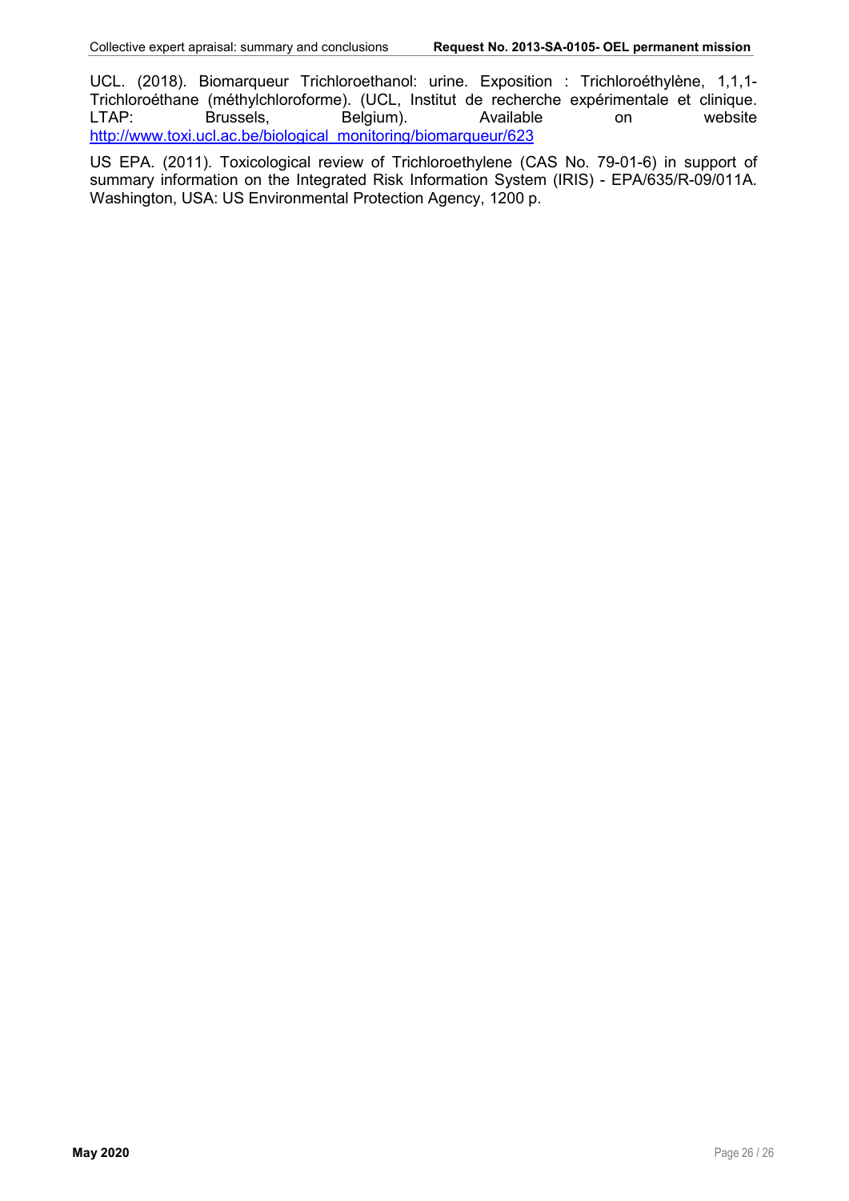UCL. (2018). Biomarqueur Trichloroethanol: urine. Exposition : Trichloroéthylène, 1,1,1-Trichloroéthane (méthylchloroforme). (UCL, Institut de recherche expérimentale et clinique. LTAP: Brussels, Belgium). Available on website http://www.toxi.ucl.ac.be/biological_monitoring/biomarqueur/623

US EPA. (2011). Toxicological review of Trichloroethylene (CAS No. 79-01-6) in support of summary information on the Integrated Risk Information System (IRIS) - EPA/635/R-09/011A. Washington, USA: US Environmental Protection Agency, 1200 p.